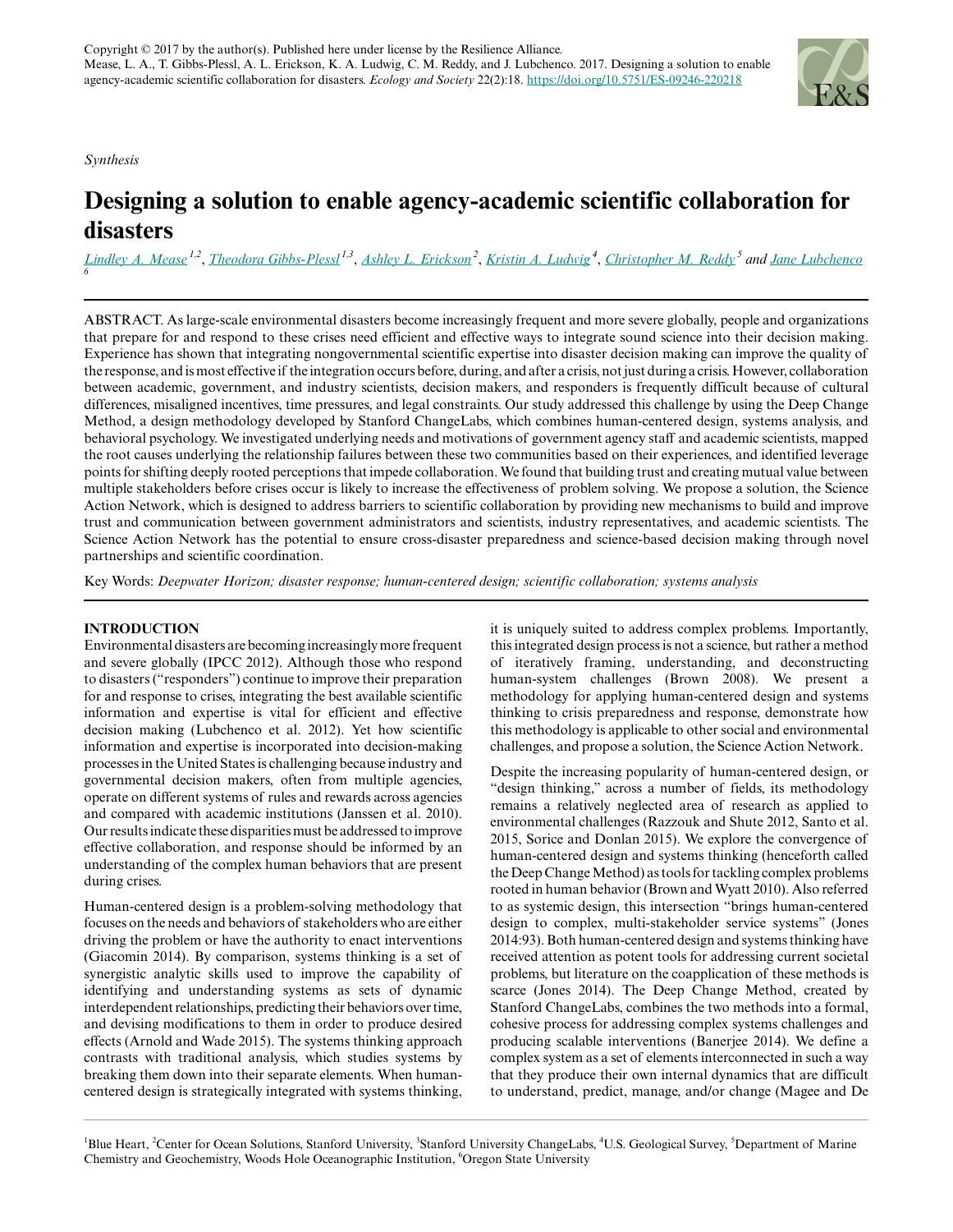Copyright © 2017 by the author(s). Published here under license by the Resilience Alliance.
Mease, L. A., T. Gibbs-Plessl, A. L. Erickson, K. A. Ludwig, C. M. Reddy, and J. Lubchenco. 2017. Designing a solution to enable agency-academic scientific collaboration for disasters. *Ecology and Society* 22(2):18. https://doi.org/10.5751/ES-09246-220218

*Synthesis*

# Designing a solution to enable agency-academic scientific collaboration for disasters

Lindley A. Mease [1,2], Theodora Gibbs-Plessl [1,3], Ashley L. Erickson [2], Kristin A. Ludwig [4], Christopher M. Reddy [5] and Jane Lubchenco [6]

ABSTRACT. As large-scale environmental disasters become increasingly frequent and more severe globally, people and organizations that prepare for and respond to these crises need efficient and effective ways to integrate sound science into their decision making. Experience has shown that integrating nongovernmental scientific expertise into disaster decision making can improve the quality of the response, and is most effective if the integration occurs before, during, and after a crisis, not just during a crisis. However, collaboration between academic, government, and industry scientists, decision makers, and responders is frequently difficult because of cultural differences, misaligned incentives, time pressures, and legal constraints. Our study addressed this challenge by using the Deep Change Method, a design methodology developed by Stanford ChangeLabs, which combines human-centered design, systems analysis, and behavioral psychology. We investigated underlying needs and motivations of government agency staff and academic scientists, mapped the root causes underlying the relationship failures between these two communities based on their experiences, and identified leverage points for shifting deeply rooted perceptions that impede collaboration. We found that building trust and creating mutual value between multiple stakeholders before crises occur is likely to increase the effectiveness of problem solving. We propose a solution, the Science Action Network, which is designed to address barriers to scientific collaboration by providing new mechanisms to build and improve trust and communication between government administrators and scientists, industry representatives, and academic scientists. The Science Action Network has the potential to ensure cross-disaster preparedness and science-based decision making through novel partnerships and scientific coordination.

Key Words: *Deepwater Horizon; disaster response; human-centered design; scientific collaboration; systems analysis*

## INTRODUCTION

Environmental disasters are becoming increasingly more frequent and severe globally (IPCC 2012). Although those who respond to disasters ("responders") continue to improve their preparation for and response to crises, integrating the best available scientific information and expertise is vital for efficient and effective decision making (Lubchenco et al. 2012). Yet how scientific information and expertise is incorporated into decision-making processes in the United States is challenging because industry and governmental decision makers, often from multiple agencies, operate on different systems of rules and rewards across agencies and compared with academic institutions (Janssen et al. 2010). Our results indicate these disparities must be addressed to improve effective collaboration, and response should be informed by an understanding of the complex human behaviors that are present during crises.

Human-centered design is a problem-solving methodology that focuses on the needs and behaviors of stakeholders who are either driving the problem or have the authority to enact interventions (Giacomin 2014). By comparison, systems thinking is a set of synergistic analytic skills used to improve the capability of identifying and understanding systems as sets of dynamic interdependent relationships, predicting their behaviors over time, and devising modifications to them in order to produce desired effects (Arnold and Wade 2015). The systems thinking approach contrasts with traditional analysis, which studies systems by breaking them down into their separate elements. When human-centered design is strategically integrated with systems thinking, it is uniquely suited to address complex problems. Importantly, this integrated design process is not a science, but rather a method of iteratively framing, understanding, and deconstructing human-system challenges (Brown 2008). We present a methodology for applying human-centered design and systems thinking to crisis preparedness and response, demonstrate how this methodology is applicable to other social and environmental challenges, and propose a solution, the Science Action Network.

Despite the increasing popularity of human-centered design, or "design thinking," across a number of fields, its methodology remains a relatively neglected area of research as applied to environmental challenges (Razzouk and Shute 2012, Santo et al. 2015, Sorice and Donlan 2015). We explore the convergence of human-centered design and systems thinking (henceforth called the Deep Change Method) as tools for tackling complex problems rooted in human behavior (Brown and Wyatt 2010). Also referred to as systemic design, this intersection "brings human-centered design to complex, multi-stakeholder service systems" (Jones 2014:93). Both human-centered design and systems thinking have received attention as potent tools for addressing current societal problems, but literature on the coapplication of these methods is scarce (Jones 2014). The Deep Change Method, created by Stanford ChangeLabs, combines the two methods into a formal, cohesive process for addressing complex systems challenges and producing scalable interventions (Banerjee 2014). We define a complex system as a set of elements interconnected in such a way that they produce their own internal dynamics that are difficult to understand, predict, manage, and/or change (Magee and De

[1]Blue Heart, [2]Center for Ocean Solutions, Stanford University, [3]Stanford University ChangeLabs, [4]U.S. Geological Survey, [5]Department of Marine Chemistry and Geochemistry, Woods Hole Oceanographic Institution, [6]Oregon State University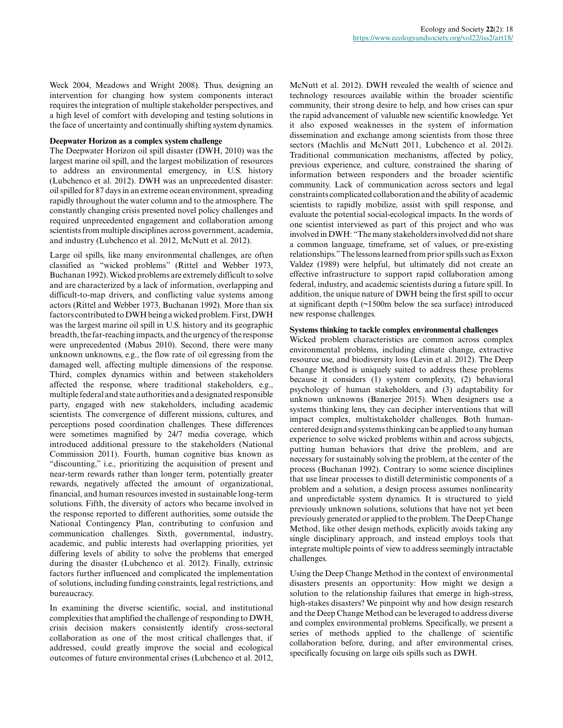Weck 2004, Meadows and Wright 2008). Thus, designing an intervention for changing how system components interact requires the integration of multiple stakeholder perspectives, and a high level of comfort with developing and testing solutions in the face of uncertainty and continually shifting system dynamics.

### Deepwater Horizon as a complex system challenge

The Deepwater Horizon oil spill disaster (DWH, 2010) was the largest marine oil spill, and the largest mobilization of resources to address an environmental emergency, in U.S. history (Lubchenco et al. 2012). DWH was an unprecedented disaster: oil spilled for 87 days in an extreme ocean environment, spreading rapidly throughout the water column and to the atmosphere. The constantly changing crisis presented novel policy challenges and required unprecedented engagement and collaboration among scientists from multiple disciplines across government, academia, and industry (Lubchenco et al. 2012, McNutt et al. 2012).

Large oil spills, like many environmental challenges, are often classified as "wicked problems" (Rittel and Webber 1973, Buchanan 1992). Wicked problems are extremely difficult to solve and are characterized by a lack of information, overlapping and difficult-to-map drivers, and conflicting value systems among actors (Rittel and Webber 1973, Buchanan 1992). More than six factors contributed to DWH being a wicked problem. First, DWH was the largest marine oil spill in U.S. history and its geographic breadth, the far-reaching impacts, and the urgency of the response were unprecedented (Mabus 2010). Second, there were many unknown unknowns, e.g., the flow rate of oil egressing from the damaged well, affecting multiple dimensions of the response. Third, complex dynamics within and between stakeholders affected the response, where traditional stakeholders, e.g., multiple federal and state authorities and a designated responsible party, engaged with new stakeholders, including academic scientists. The convergence of different missions, cultures, and perceptions posed coordination challenges. These differences were sometimes magnified by 24/7 media coverage, which introduced additional pressure to the stakeholders (National Commission 2011). Fourth, human cognitive bias known as "discounting," i.e., prioritizing the acquisition of present and near-term rewards rather than longer term, potentially greater rewards, negatively affected the amount of organizational, financial, and human resources invested in sustainable long-term solutions. Fifth, the diversity of actors who became involved in the response reported to different authorities, some outside the National Contingency Plan, contributing to confusion and communication challenges. Sixth, governmental, industry, academic, and public interests had overlapping priorities, yet differing levels of ability to solve the problems that emerged during the disaster (Lubchenco et al. 2012). Finally, extrinsic factors further influenced and complicated the implementation of solutions, including funding constraints, legal restrictions, and bureaucracy.

In examining the diverse scientific, social, and institutional complexities that amplified the challenge of responding to DWH, crisis decision makers consistently identify cross-sectoral collaboration as one of the most critical challenges that, if addressed, could greatly improve the social and ecological outcomes of future environmental crises (Lubchenco et al. 2012, McNutt et al. 2012). DWH revealed the wealth of science and technology resources available within the broader scientific community, their strong desire to help, and how crises can spur the rapid advancement of valuable new scientific knowledge. Yet it also exposed weaknesses in the system of information dissemination and exchange among scientists from those three sectors (Machlis and McNutt 2011, Lubchenco et al. 2012). Traditional communication mechanisms, affected by policy, previous experience, and culture, constrained the sharing of information between responders and the broader scientific community. Lack of communication across sectors and legal constraints complicated collaboration and the ability of academic scientists to rapidly mobilize, assist with spill response, and evaluate the potential social-ecological impacts. In the words of one scientist interviewed as part of this project and who was involved in DWH: "The many stakeholders involved did not share a common language, timeframe, set of values, or pre-existing relationships." The lessons learned from prior spills such as Exxon Valdez (1989) were helpful, but ultimately did not create an effective infrastructure to support rapid collaboration among federal, industry, and academic scientists during a future spill. In addition, the unique nature of DWH being the first spill to occur at significant depth (~1500m below the sea surface) introduced new response challenges.

### Systems thinking to tackle complex environmental challenges

Wicked problem characteristics are common across complex environmental problems, including climate change, extractive resource use, and biodiversity loss (Levin et al. 2012). The Deep Change Method is uniquely suited to address these problems because it considers (1) system complexity, (2) behavioral psychology of human stakeholders, and (3) adaptability for unknown unknowns (Banerjee 2015). When designers use a systems thinking lens, they can decipher interventions that will impact complex, multistakeholder challenges. Both human-centered design and systems thinking can be applied to any human experience to solve wicked problems within and across subjects, putting human behaviors that drive the problem, and are necessary for sustainably solving the problem, at the center of the process (Buchanan 1992). Contrary to some science disciplines that use linear processes to distill deterministic components of a problem and a solution, a design process assumes nonlinearity and unpredictable system dynamics. It is structured to yield previously unknown solutions, solutions that have not yet been previously generated or applied to the problem. The Deep Change Method, like other design methods, explicitly avoids taking any single disciplinary approach, and instead employs tools that integrate multiple points of view to address seemingly intractable challenges.

Using the Deep Change Method in the context of environmental disasters presents an opportunity: How might we design a solution to the relationship failures that emerge in high-stress, high-stakes disasters? We pinpoint why and how design research and the Deep Change Method can be leveraged to address diverse and complex environmental problems. Specifically, we present a series of methods applied to the challenge of scientific collaboration before, during, and after environmental crises, specifically focusing on large oils spills such as DWH.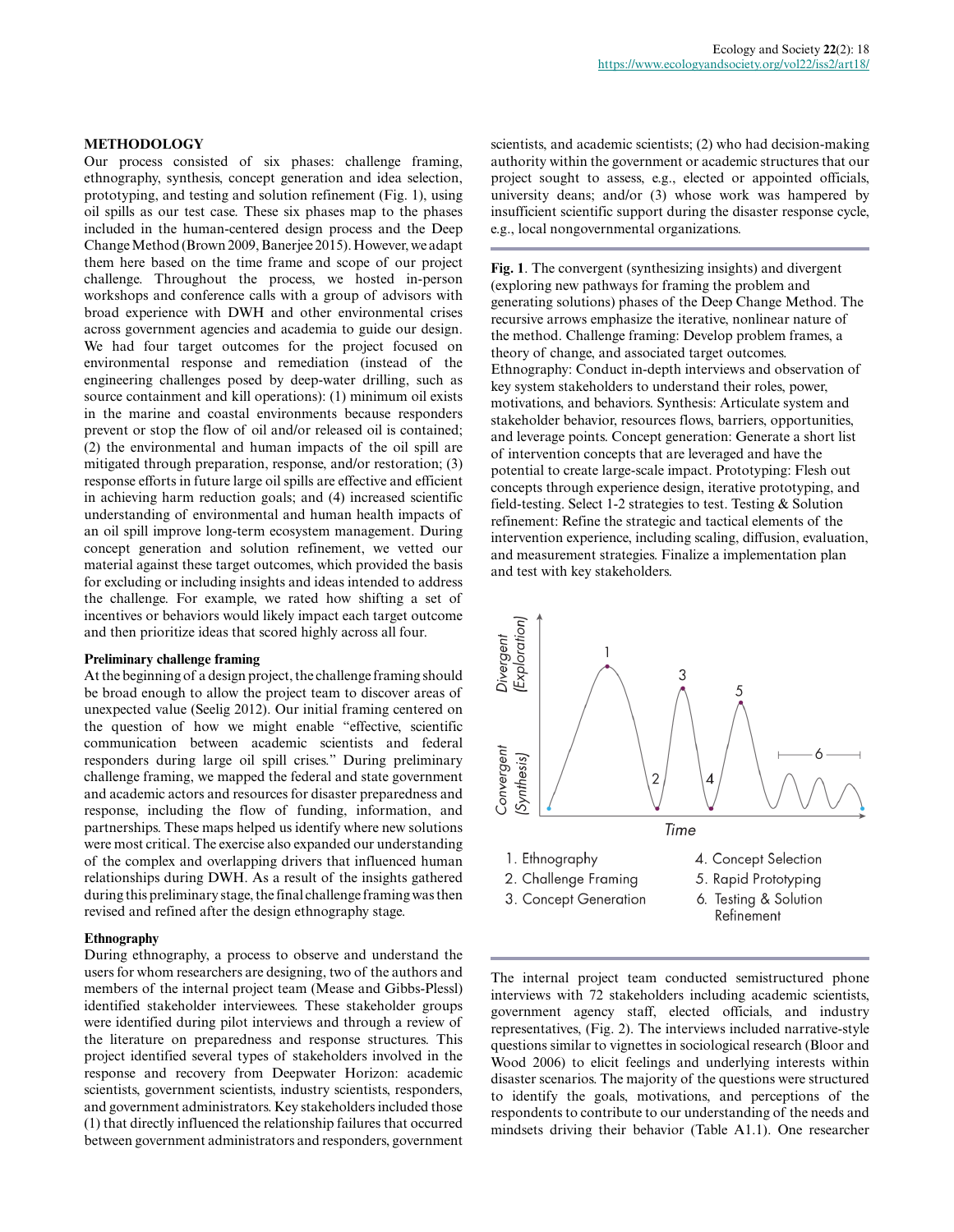## METHODOLOGY

Our process consisted of six phases: challenge framing, ethnography, synthesis, concept generation and idea selection, prototyping, and testing and solution refinement (Fig. 1), using oil spills as our test case. These six phases map to the phases included in the human-centered design process and the Deep Change Method (Brown 2009, Banerjee 2015). However, we adapt them here based on the time frame and scope of our project challenge. Throughout the process, we hosted in-person workshops and conference calls with a group of advisors with broad experience with DWH and other environmental crises across government agencies and academia to guide our design. We had four target outcomes for the project focused on environmental response and remediation (instead of the engineering challenges posed by deep-water drilling, such as source containment and kill operations): (1) minimum oil exists in the marine and coastal environments because responders prevent or stop the flow of oil and/or released oil is contained; (2) the environmental and human impacts of the oil spill are mitigated through preparation, response, and/or restoration; (3) response efforts in future large oil spills are effective and efficient in achieving harm reduction goals; and (4) increased scientific understanding of environmental and human health impacts of an oil spill improve long-term ecosystem management. During concept generation and solution refinement, we vetted our material against these target outcomes, which provided the basis for excluding or including insights and ideas intended to address the challenge. For example, we rated how shifting a set of incentives or behaviors would likely impact each target outcome and then prioritize ideas that scored highly across all four.

### Preliminary challenge framing

At the beginning of a design project, the challenge framing should be broad enough to allow the project team to discover areas of unexpected value (Seelig 2012). Our initial framing centered on the question of how we might enable "effective, scientific communication between academic scientists and federal responders during large oil spill crises." During preliminary challenge framing, we mapped the federal and state government and academic actors and resources for disaster preparedness and response, including the flow of funding, information, and partnerships. These maps helped us identify where new solutions were most critical. The exercise also expanded our understanding of the complex and overlapping drivers that influenced human relationships during DWH. As a result of the insights gathered during this preliminary stage, the final challenge framing was then revised and refined after the design ethnography stage.

### Ethnography

During ethnography, a process to observe and understand the users for whom researchers are designing, two of the authors and members of the internal project team (Mease and Gibbs-Plessl) identified stakeholder interviewees. These stakeholder groups were identified during pilot interviews and through a review of the literature on preparedness and response structures. This project identified several types of stakeholders involved in the response and recovery from Deepwater Horizon: academic scientists, government scientists, industry scientists, responders, and government administrators. Key stakeholders included those (1) that directly influenced the relationship failures that occurred between government administrators and responders, government scientists, and academic scientists; (2) who had decision-making authority within the government or academic structures that our project sought to assess, e.g., elected or appointed officials, university deans; and/or (3) whose work was hampered by insufficient scientific support during the disaster response cycle, e.g., local nongovernmental organizations.

**Fig. 1**. The convergent (synthesizing insights) and divergent (exploring new pathways for framing the problem and generating solutions) phases of the Deep Change Method. The recursive arrows emphasize the iterative, nonlinear nature of the method. Challenge framing: Develop problem frames, a theory of change, and associated target outcomes. Ethnography: Conduct in-depth interviews and observation of key system stakeholders to understand their roles, power, motivations, and behaviors. Synthesis: Articulate system and stakeholder behavior, resources flows, barriers, opportunities, and leverage points. Concept generation: Generate a short list of intervention concepts that are leveraged and have the potential to create large-scale impact. Prototyping: Flesh out concepts through experience design, iterative prototyping, and field-testing. Select 1-2 strategies to test. Testing & Solution refinement: Refine the strategic and tactical elements of the intervention experience, including scaling, diffusion, evaluation, and measurement strategies. Finalize a implementation plan and test with key stakeholders.

Divergent (Exploration)
Convergent (Synthesis)
Time
1 2 3 4 5 6

1. Ethnography
2. Challenge Framing
3. Concept Generation
4. Concept Selection
5. Rapid Prototyping
6. Testing & Solution Refinement

The internal project team conducted semistructured phone interviews with 72 stakeholders including academic scientists, government agency staff, elected officials, and industry representatives, (Fig. 2). The interviews included narrative-style questions similar to vignettes in sociological research (Bloor and Wood 2006) to elicit feelings and underlying interests within disaster scenarios. The majority of the questions were structured to identify the goals, motivations, and perceptions of the respondents to contribute to our understanding of the needs and mindsets driving their behavior (Table A1.1). One researcher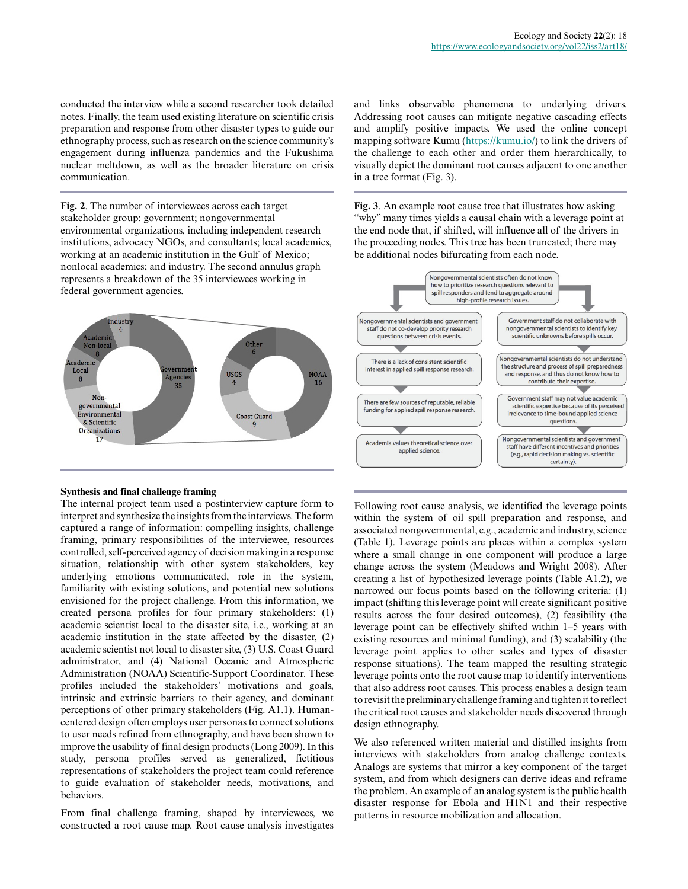conducted the interview while a second researcher took detailed notes. Finally, the team used existing literature on scientific crisis preparation and response from other disaster types to guide our ethnography process, such as research on the science community's engagement during influenza pandemics and the Fukushima nuclear meltdown, as well as the broader literature on crisis communication.

**Fig. 2**. The number of interviewees across each target stakeholder group: government; nongovernmental environmental organizations, including independent research institutions, advocacy NGOs, and consultants; local academics, working at an academic institution in the Gulf of Mexico; nonlocal academics; and industry. The second annulus graph represents a breakdown of the 35 interviewees working in federal government agencies.

### Synthesis and final challenge framing

The internal project team used a postinterview capture form to interpret and synthesize the insights from the interviews. The form captured a range of information: compelling insights, challenge framing, primary responsibilities of the interviewee, resources controlled, self-perceived agency of decision making in a response situation, relationship with other system stakeholders, key underlying emotions communicated, role in the system, familiarity with existing solutions, and potential new solutions envisioned for the project challenge. From this information, we created persona profiles for four primary stakeholders: (1) academic scientist local to the disaster site, i.e., working at an academic institution in the state affected by the disaster, (2) academic scientist not local to disaster site, (3) U.S. Coast Guard administrator, and (4) National Oceanic and Atmospheric Administration (NOAA) Scientific-Support Coordinator. These profiles included the stakeholders' motivations and goals, intrinsic and extrinsic barriers to their agency, and dominant perceptions of other primary stakeholders (Fig. A1.1). Human-centered design often employs user personas to connect solutions to user needs refined from ethnography, and have been shown to improve the usability of final design products (Long 2009). In this study, persona profiles served as generalized, fictitious representations of stakeholders the project team could reference to guide evaluation of stakeholder needs, motivations, and behaviors.

From final challenge framing, shaped by interviewees, we constructed a root cause map. Root cause analysis investigates and links observable phenomena to underlying drivers. Addressing root causes can mitigate negative cascading effects and amplify positive impacts. We used the online concept mapping software Kumu (https://kumu.io/) to link the drivers of the challenge to each other and order them hierarchically, to visually depict the dominant root causes adjacent to one another in a tree format (Fig. 3).

**Fig. 3**. An example root cause tree that illustrates how asking "why" many times yields a causal chain with a leverage point at the end node that, if shifted, will influence all of the drivers in the proceeding nodes. This tree has been truncated; there may be additional nodes bifurcating from each node.

Following root cause analysis, we identified the leverage points within the system of oil spill preparation and response, and associated nongovernmental, e.g., academic and industry, science (Table 1). Leverage points are places within a complex system where a small change in one component will produce a large change across the system (Meadows and Wright 2008). After creating a list of hypothesized leverage points (Table A1.2), we narrowed our focus points based on the following criteria: (1) impact (shifting this leverage point will create significant positive results across the four desired outcomes), (2) feasibility (the leverage point can be effectively shifted within 1–5 years with existing resources and minimal funding), and (3) scalability (the leverage point applies to other scales and types of disaster response situations). The team mapped the resulting strategic leverage points onto the root cause map to identify interventions that also address root causes. This process enables a design team to revisit the preliminary challenge framing and tighten it to reflect the critical root causes and stakeholder needs discovered through design ethnography.

We also referenced written material and distilled insights from interviews with stakeholders from analog challenge contexts. Analogs are systems that mirror a key component of the target system, and from which designers can derive ideas and reframe the problem. An example of an analog system is the public health disaster response for Ebola and H1N1 and their respective patterns in resource mobilization and allocation.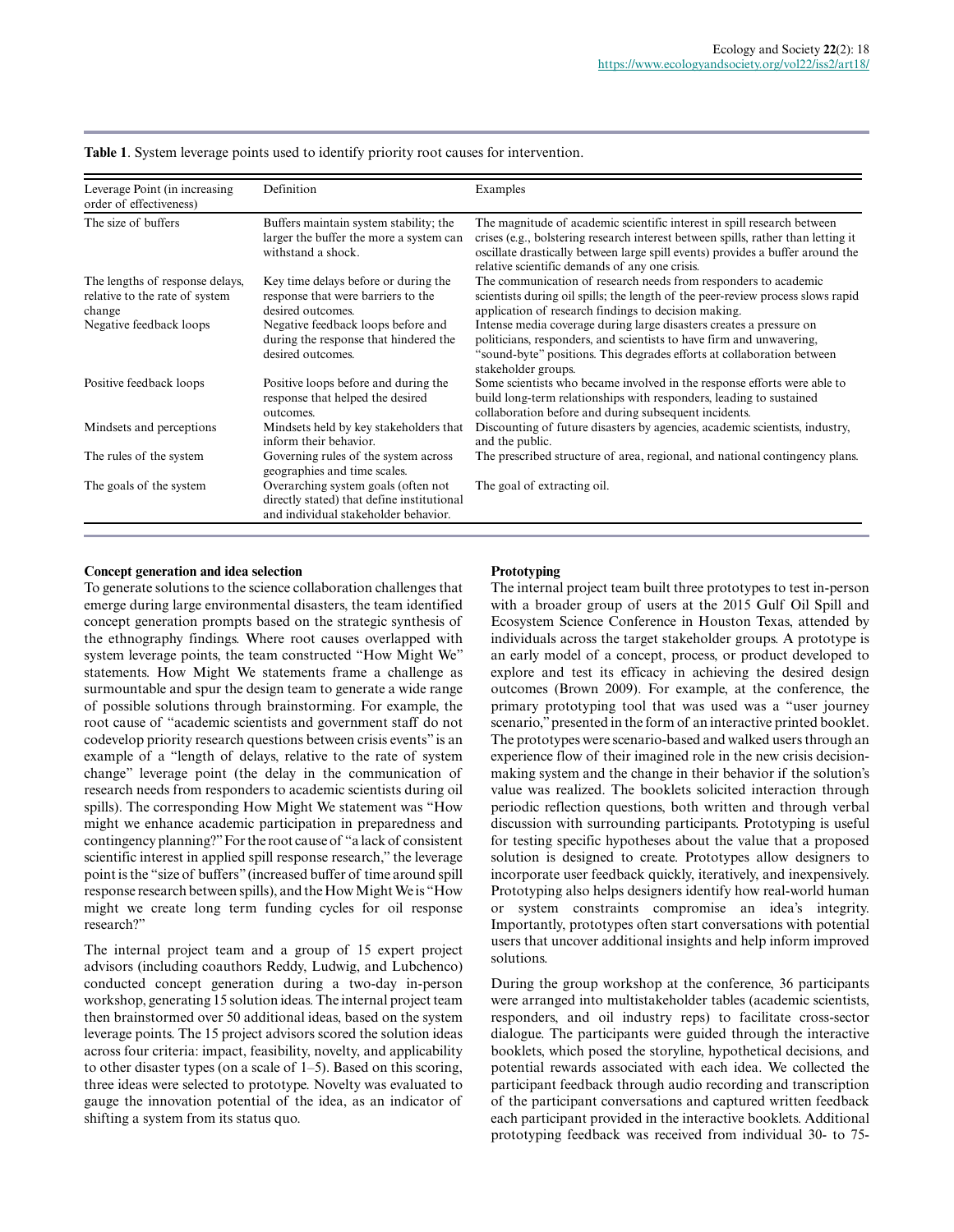**Table 1**. System leverage points used to identify priority root causes for intervention.

| Leverage Point (in increasing order of effectiveness) | Definition | Examples |
|---|---|---|
| The size of buffers | Buffers maintain system stability; the larger the buffer the more a system can withstand a shock. | The magnitude of academic scientific interest in spill research between crises (e.g., bolstering research interest between spills, rather than letting it oscillate drastically between large spill events) provides a buffer around the relative scientific demands of any one crisis. |
| The lengths of response delays, relative to the rate of system change | Key time delays before or during the response that were barriers to the desired outcomes. | The communication of research needs from responders to academic scientists during oil spills; the length of the peer-review process slows rapid application of research findings to decision making. |
| Negative feedback loops | Negative feedback loops before and during the response that hindered the desired outcomes. | Intense media coverage during large disasters creates a pressure on politicians, responders, and scientists to have firm and unwavering, "sound-byte" positions. This degrades efforts at collaboration between stakeholder groups. |
| Positive feedback loops | Positive loops before and during the response that helped the desired outcomes. | Some scientists who became involved in the response efforts were able to build long-term relationships with responders, leading to sustained collaboration before and during subsequent incidents. |
| Mindsets and perceptions | Mindsets held by key stakeholders that inform their behavior. | Discounting of future disasters by agencies, academic scientists, industry, and the public. |
| The rules of the system | Governing rules of the system across geographies and time scales. | The prescribed structure of area, regional, and national contingency plans. |
| The goals of the system | Overarching system goals (often not directly stated) that define institutional and individual stakeholder behavior. | The goal of extracting oil. |

### Concept generation and idea selection

To generate solutions to the science collaboration challenges that emerge during large environmental disasters, the team identified concept generation prompts based on the strategic synthesis of the ethnography findings. Where root causes overlapped with system leverage points, the team constructed "How Might We" statements. How Might We statements frame a challenge as surmountable and spur the design team to generate a wide range of possible solutions through brainstorming. For example, the root cause of "academic scientists and government staff do not codevelop priority research questions between crisis events" is an example of a "length of delays, relative to the rate of system change" leverage point (the delay in the communication of research needs from responders to academic scientists during oil spills). The corresponding How Might We statement was "How might we enhance academic participation in preparedness and contingency planning?" For the root cause of "a lack of consistent scientific interest in applied spill response research," the leverage point is the "size of buffers" (increased buffer of time around spill response research between spills), and the How Might We is "How might we create long term funding cycles for oil response research?"

The internal project team and a group of 15 expert project advisors (including coauthors Reddy, Ludwig, and Lubchenco) conducted concept generation during a two-day in-person workshop, generating 15 solution ideas. The internal project team then brainstormed over 50 additional ideas, based on the system leverage points. The 15 project advisors scored the solution ideas across four criteria: impact, feasibility, novelty, and applicability to other disaster types (on a scale of 1–5). Based on this scoring, three ideas were selected to prototype. Novelty was evaluated to gauge the innovation potential of the idea, as an indicator of shifting a system from its status quo.

### Prototyping

The internal project team built three prototypes to test in-person with a broader group of users at the 2015 Gulf Oil Spill and Ecosystem Science Conference in Houston Texas, attended by individuals across the target stakeholder groups. A prototype is an early model of a concept, process, or product developed to explore and test its efficacy in achieving the desired design outcomes (Brown 2009). For example, at the conference, the primary prototyping tool that was used was a "user journey scenario," presented in the form of an interactive printed booklet. The prototypes were scenario-based and walked users through an experience flow of their imagined role in the new crisis decision-making system and the change in their behavior if the solution's value was realized. The booklets solicited interaction through periodic reflection questions, both written and through verbal discussion with surrounding participants. Prototyping is useful for testing specific hypotheses about the value that a proposed solution is designed to create. Prototypes allow designers to incorporate user feedback quickly, iteratively, and inexpensively. Prototyping also helps designers identify how real-world human or system constraints compromise an idea's integrity. Importantly, prototypes often start conversations with potential users that uncover additional insights and help inform improved solutions.

During the group workshop at the conference, 36 participants were arranged into multistakeholder tables (academic scientists, responders, and oil industry reps) to facilitate cross-sector dialogue. The participants were guided through the interactive booklets, which posed the storyline, hypothetical decisions, and potential rewards associated with each idea. We collected the participant feedback through audio recording and transcription of the participant conversations and captured written feedback each participant provided in the interactive booklets. Additional prototyping feedback was received from individual 30- to 75-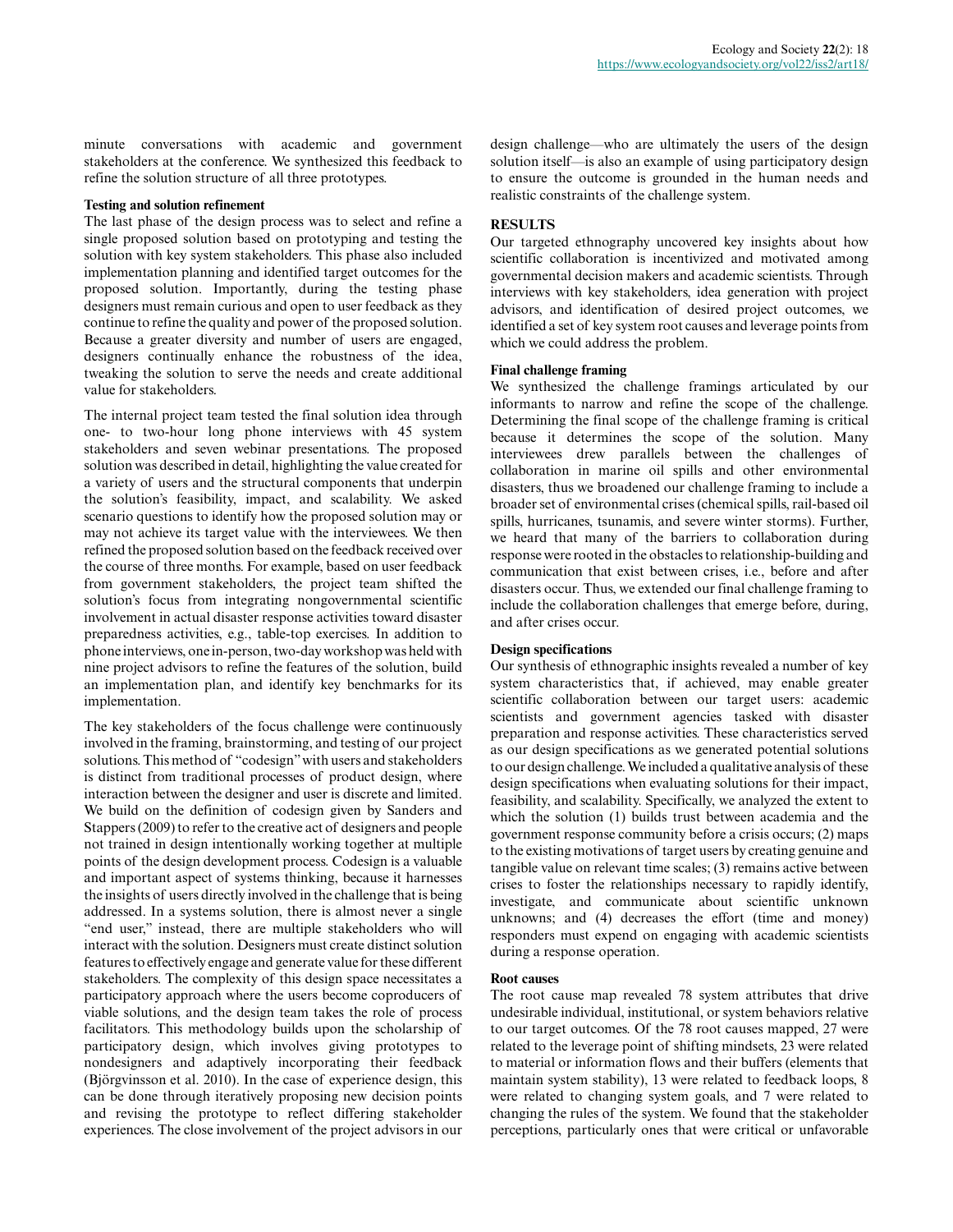minute conversations with academic and government stakeholders at the conference. We synthesized this feedback to refine the solution structure of all three prototypes.

### Testing and solution refinement

The last phase of the design process was to select and refine a single proposed solution based on prototyping and testing the solution with key system stakeholders. This phase also included implementation planning and identified target outcomes for the proposed solution. Importantly, during the testing phase designers must remain curious and open to user feedback as they continue to refine the quality and power of the proposed solution. Because a greater diversity and number of users are engaged, designers continually enhance the robustness of the idea, tweaking the solution to serve the needs and create additional value for stakeholders.

The internal project team tested the final solution idea through one- to two-hour long phone interviews with 45 system stakeholders and seven webinar presentations. The proposed solution was described in detail, highlighting the value created for a variety of users and the structural components that underpin the solution's feasibility, impact, and scalability. We asked scenario questions to identify how the proposed solution may or may not achieve its target value with the interviewees. We then refined the proposed solution based on the feedback received over the course of three months. For example, based on user feedback from government stakeholders, the project team shifted the solution's focus from integrating nongovernmental scientific involvement in actual disaster response activities toward disaster preparedness activities, e.g., table-top exercises. In addition to phone interviews, one in-person, two-day workshop was held with nine project advisors to refine the features of the solution, build an implementation plan, and identify key benchmarks for its implementation.

The key stakeholders of the focus challenge were continuously involved in the framing, brainstorming, and testing of our project solutions. This method of "codesign" with users and stakeholders is distinct from traditional processes of product design, where interaction between the designer and user is discrete and limited. We build on the definition of codesign given by Sanders and Stappers (2009) to refer to the creative act of designers and people not trained in design intentionally working together at multiple points of the design development process. Codesign is a valuable and important aspect of systems thinking, because it harnesses the insights of users directly involved in the challenge that is being addressed. In a systems solution, there is almost never a single "end user," instead, there are multiple stakeholders who will interact with the solution. Designers must create distinct solution features to effectively engage and generate value for these different stakeholders. The complexity of this design space necessitates a participatory approach where the users become coproducers of viable solutions, and the design team takes the role of process facilitators. This methodology builds upon the scholarship of participatory design, which involves giving prototypes to nondesigners and adaptively incorporating their feedback (Björgvinsson et al. 2010). In the case of experience design, this can be done through iteratively proposing new decision points and revising the prototype to reflect differing stakeholder experiences. The close involvement of the project advisors in our design challenge—who are ultimately the users of the design solution itself—is also an example of using participatory design to ensure the outcome is grounded in the human needs and realistic constraints of the challenge system.

## RESULTS

Our targeted ethnography uncovered key insights about how scientific collaboration is incentivized and motivated among governmental decision makers and academic scientists. Through interviews with key stakeholders, idea generation with project advisors, and identification of desired project outcomes, we identified a set of key system root causes and leverage points from which we could address the problem.

### Final challenge framing

We synthesized the challenge framings articulated by our informants to narrow and refine the scope of the challenge. Determining the final scope of the challenge framing is critical because it determines the scope of the solution. Many interviewees drew parallels between the challenges of collaboration in marine oil spills and other environmental disasters, thus we broadened our challenge framing to include a broader set of environmental crises (chemical spills, rail-based oil spills, hurricanes, tsunamis, and severe winter storms). Further, we heard that many of the barriers to collaboration during response were rooted in the obstacles to relationship-building and communication that exist between crises, i.e., before and after disasters occur. Thus, we extended our final challenge framing to include the collaboration challenges that emerge before, during, and after crises occur.

### Design specifications

Our synthesis of ethnographic insights revealed a number of key system characteristics that, if achieved, may enable greater scientific collaboration between our target users: academic scientists and government agencies tasked with disaster preparation and response activities. These characteristics served as our design specifications as we generated potential solutions to our design challenge. We included a qualitative analysis of these design specifications when evaluating solutions for their impact, feasibility, and scalability. Specifically, we analyzed the extent to which the solution (1) builds trust between academia and the government response community before a crisis occurs; (2) maps to the existing motivations of target users by creating genuine and tangible value on relevant time scales; (3) remains active between crises to foster the relationships necessary to rapidly identify, investigate, and communicate about scientific unknown unknowns; and (4) decreases the effort (time and money) responders must expend on engaging with academic scientists during a response operation.

### Root causes

The root cause map revealed 78 system attributes that drive undesirable individual, institutional, or system behaviors relative to our target outcomes. Of the 78 root causes mapped, 27 were related to the leverage point of shifting mindsets, 23 were related to material or information flows and their buffers (elements that maintain system stability), 13 were related to feedback loops, 8 were related to changing system goals, and 7 were related to changing the rules of the system. We found that the stakeholder perceptions, particularly ones that were critical or unfavorable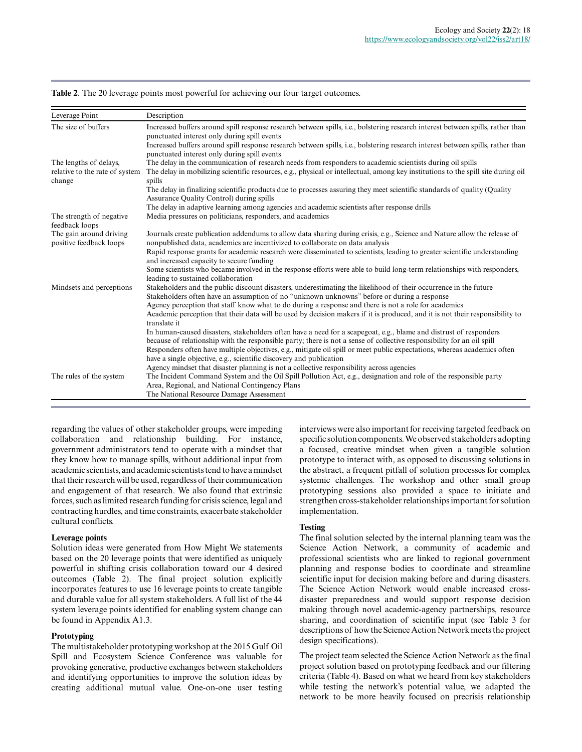**Table 2**. The 20 leverage points most powerful for achieving our four target outcomes.

| Leverage Point | Description |
|---|---|
| The size of buffers | Increased buffers around spill response research between spills, i.e., bolstering research interest between spills, rather than punctuated interest only during spill events |
| | Increased buffers around spill response research between spills, i.e., bolstering research interest between spills, rather than punctuated interest only during spill events |
| The lengths of delays, relative to the rate of system change | The delay in the communication of research needs from responders to academic scientists during oil spills |
| | The delay in mobilizing scientific resources, e.g., physical or intellectual, among key institutions to the spill site during oil spills |
| | The delay in finalizing scientific products due to processes assuring they meet scientific standards of quality (Quality Assurance Quality Control) during spills |
| | The delay in adaptive learning among agencies and academic scientists after response drills |
| The strength of negative feedback loops | Media pressures on politicians, responders, and academics |
| The gain around driving positive feedback loops | Journals create publication addendums to allow data sharing during crisis, e.g., Science and Nature allow the release of nonpublished data, academics are incentivized to collaborate on data analysis |
| | Rapid response grants for academic research were disseminated to scientists, leading to greater scientific understanding and increased capacity to secure funding |
| | Some scientists who became involved in the response efforts were able to build long-term relationships with responders, leading to sustained collaboration |
| Mindsets and perceptions | Stakeholders and the public discount disasters, underestimating the likelihood of their occurrence in the future |
| | Stakeholders often have an assumption of no "unknown unknowns" before or during a response |
| | Agency perception that staff know what to do during a response and there is not a role for academics |
| | Academic perception that their data will be used by decision makers if it is produced, and it is not their responsibility to translate it |
| | In human-caused disasters, stakeholders often have a need for a scapegoat, e.g., blame and distrust of responders because of relationship with the responsible party; there is not a sense of collective responsibility for an oil spill |
| | Responders often have multiple objectives, e.g., mitigate oil spill or meet public expectations, whereas academics often have a single objective, e.g., scientific discovery and publication |
| | Agency mindset that disaster planning is not a collective responsibility across agencies |
| The rules of the system | The Incident Command System and the Oil Spill Pollution Act, e.g., designation and role of the responsible party |
| | Area, Regional, and National Contingency Plans |
| | The National Resource Damage Assessment |

regarding the values of other stakeholder groups, were impeding collaboration and relationship building. For instance, government administrators tend to operate with a mindset that they know how to manage spills, without additional input from academic scientists, and academic scientists tend to have a mindset that their research will be used, regardless of their communication and engagement of that research. We also found that extrinsic forces, such as limited research funding for crisis science, legal and contracting hurdles, and time constraints, exacerbate stakeholder cultural conflicts.

### Leverage points

Solution ideas were generated from How Might We statements based on the 20 leverage points that were identified as uniquely powerful in shifting crisis collaboration toward our 4 desired outcomes (Table 2). The final project solution explicitly incorporates features to use 16 leverage points to create tangible and durable value for all system stakeholders. A full list of the 44 system leverage points identified for enabling system change can be found in Appendix A1.3.

### Prototyping

The multistakeholder prototyping workshop at the 2015 Gulf Oil Spill and Ecosystem Science Conference was valuable for provoking generative, productive exchanges between stakeholders and identifying opportunities to improve the solution ideas by creating additional mutual value. One-on-one user testing interviews were also important for receiving targeted feedback on specific solution components. We observed stakeholders adopting a focused, creative mindset when given a tangible solution prototype to interact with, as opposed to discussing solutions in the abstract, a frequent pitfall of solution processes for complex systemic challenges. The workshop and other small group prototyping sessions also provided a space to initiate and strengthen cross-stakeholder relationships important for solution implementation.

### Testing

The final solution selected by the internal planning team was the Science Action Network, a community of academic and professional scientists who are linked to regional government planning and response bodies to coordinate and streamline scientific input for decision making before and during disasters. The Science Action Network would enable increased cross-disaster preparedness and would support response decision making through novel academic-agency partnerships, resource sharing, and coordination of scientific input (see Table 3 for descriptions of how the Science Action Network meets the project design specifications).

The project team selected the Science Action Network as the final project solution based on prototyping feedback and our filtering criteria (Table 4). Based on what we heard from key stakeholders while testing the network's potential value, we adapted the network to be more heavily focused on precrisis relationship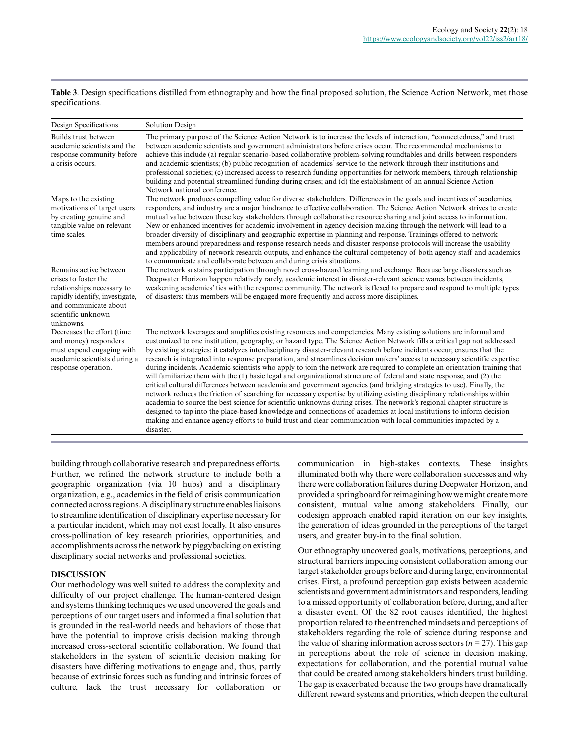**Table 3**. Design specifications distilled from ethnography and how the final proposed solution, the Science Action Network, met those specifications.

| Design Specifications | Solution Design |
|---|---|
| Builds trust between academic scientists and the response community before a crisis occurs. | The primary purpose of the Science Action Network is to increase the levels of interaction, "connectedness," and trust between academic scientists and government administrators before crises occur. The recommended mechanisms to achieve this include (a) regular scenario-based collaborative problem-solving roundtables and drills between responders and academic scientists; (b) public recognition of academics' service to the network through their institutions and professional societies; (c) increased access to research funding opportunities for network members, through relationship building and potential streamlined funding during crises; and (d) the establishment of an annual Science Action Network national conference. |
| Maps to the existing motivations of target users by creating genuine and tangible value on relevant time scales. | The network produces compelling value for diverse stakeholders. Differences in the goals and incentives of academics, responders, and industry are a major hindrance to effective collaboration. The Science Action Network strives to create mutual value between these key stakeholders through collaborative resource sharing and joint access to information. New or enhanced incentives for academic involvement in agency decision making through the network will lead to a broader diversity of disciplinary and geographic expertise in planning and response. Trainings offered to network members around preparedness and response research needs and disaster response protocols will increase the usability and applicability of network research outputs, and enhance the cultural competency of both agency staff and academics to communicate and collaborate between and during crisis situations. |
| Remains active between crises to foster the relationships necessary to rapidly identify, investigate, and communicate about scientific unknown unknowns. | The network sustains participation through novel cross-hazard learning and exchange. Because large disasters such as Deepwater Horizon happen relatively rarely, academic interest in disaster-relevant science wanes between incidents, weakening academics' ties with the response community. The network is flexed to prepare and respond to multiple types of disasters: thus members will be engaged more frequently and across more disciplines. |
| Decreases the effort (time and money) responders must expend engaging with academic scientists during a response operation. | The network leverages and amplifies existing resources and competencies. Many existing solutions are informal and customized to one institution, geography, or hazard type. The Science Action Network fills a critical gap not addressed by existing strategies: it catalyzes interdisciplinary disaster-relevant research before incidents occur, ensures that the research is integrated into response preparation, and streamlines decision makers' access to necessary scientific expertise during incidents. Academic scientists who apply to join the network are required to complete an orientation training that will familiarize them with the (1) basic legal and organizational structure of federal and state response, and (2) the critical cultural differences between academia and government agencies (and bridging strategies to use). Finally, the network reduces the friction of searching for necessary expertise by utilizing existing disciplinary relationships within academia to source the best science for scientific unknowns during crises. The network's regional chapter structure is designed to tap into the place-based knowledge and connections of academics at local institutions to inform decision making and enhance agency efforts to build trust and clear communication with local communities impacted by a disaster. |

building through collaborative research and preparedness efforts. Further, we refined the network structure to include both a geographic organization (via 10 hubs) and a disciplinary organization, e.g., academics in the field of crisis communication connected across regions. A disciplinary structure enables liaisons to streamline identification of disciplinary expertise necessary for a particular incident, which may not exist locally. It also ensures cross-pollination of key research priorities, opportunities, and accomplishments across the network by piggybacking on existing disciplinary social networks and professional societies.

## DISCUSSION

Our methodology was well suited to address the complexity and difficulty of our project challenge. The human-centered design and systems thinking techniques we used uncovered the goals and perceptions of our target users and informed a final solution that is grounded in the real-world needs and behaviors of those that have the potential to improve crisis decision making through increased cross-sectoral scientific collaboration. We found that stakeholders in the system of scientific decision making for disasters have differing motivations to engage and, thus, partly because of extrinsic forces such as funding and intrinsic forces of culture, lack the trust necessary for collaboration or communication in high-stakes contexts. These insights illuminated both why there were collaboration successes and why there were collaboration failures during Deepwater Horizon, and provided a springboard for reimagining how we might create more consistent, mutual value among stakeholders. Finally, our codesign approach enabled rapid iteration on our key insights, the generation of ideas grounded in the perceptions of the target users, and greater buy-in to the final solution.

Our ethnography uncovered goals, motivations, perceptions, and structural barriers impeding consistent collaboration among our target stakeholder groups before and during large, environmental crises. First, a profound perception gap exists between academic scientists and government administrators and responders, leading to a missed opportunity of collaboration before, during, and after a disaster event. Of the 82 root causes identified, the highest proportion related to the entrenched mindsets and perceptions of stakeholders regarding the role of science during response and the value of sharing information across sectors ($n = 27$). This gap in perceptions about the role of science in decision making, expectations for collaboration, and the potential mutual value that could be created among stakeholders hinders trust building. The gap is exacerbated because the two groups have dramatically different reward systems and priorities, which deepen the cultural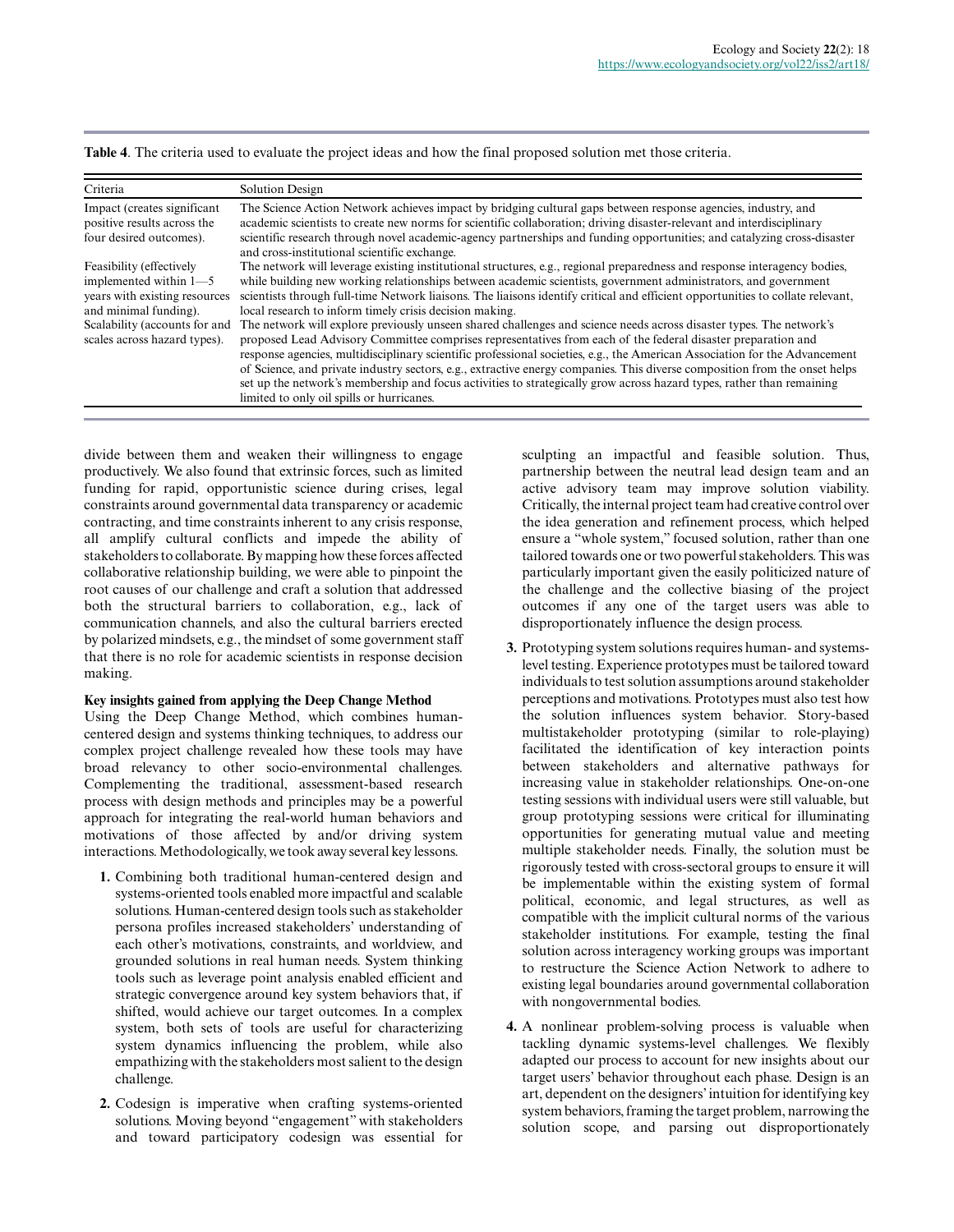**Table 4**. The criteria used to evaluate the project ideas and how the final proposed solution met those criteria.

| Criteria | Solution Design |
| --- | --- |
| Impact (creates significant positive results across the four desired outcomes). | The Science Action Network achieves impact by bridging cultural gaps between response agencies, industry, and academic scientists to create new norms for scientific collaboration; driving disaster-relevant and interdisciplinary scientific research through novel academic-agency partnerships and funding opportunities; and catalyzing cross-disaster and cross-institutional scientific exchange. |
| Feasibility (effectively implemented within 1—5 years with existing resources and minimal funding). | The network will leverage existing institutional structures, e.g., regional preparedness and response interagency bodies, while building new working relationships between academic scientists, government administrators, and government scientists through full-time Network liaisons. The liaisons identify critical and efficient opportunities to collate relevant, local research to inform timely crisis decision making. |
| Scalability (accounts for and scales across hazard types). | The network will explore previously unseen shared challenges and science needs across disaster types. The network's proposed Lead Advisory Committee comprises representatives from each of the federal disaster preparation and response agencies, multidisciplinary scientific professional societies, e.g., the American Association for the Advancement of Science, and private industry sectors, e.g., extractive energy companies. This diverse composition from the onset helps set up the network's membership and focus activities to strategically grow across hazard types, rather than remaining limited to only oil spills or hurricanes. |

divide between them and weaken their willingness to engage productively. We also found that extrinsic forces, such as limited funding for rapid, opportunistic science during crises, legal constraints around governmental data transparency or academic contracting, and time constraints inherent to any crisis response, all amplify cultural conflicts and impede the ability of stakeholders to collaborate. By mapping how these forces affected collaborative relationship building, we were able to pinpoint the root causes of our challenge and craft a solution that addressed both the structural barriers to collaboration, e.g., lack of communication channels, and also the cultural barriers erected by polarized mindsets, e.g., the mindset of some government staff that there is no role for academic scientists in response decision making.

### Key insights gained from applying the Deep Change Method

Using the Deep Change Method, which combines human-centered design and systems thinking techniques, to address our complex project challenge revealed how these tools may have broad relevancy to other socio-environmental challenges. Complementing the traditional, assessment-based research process with design methods and principles may be a powerful approach for integrating the real-world human behaviors and motivations of those affected by and/or driving system interactions. Methodologically, we took away several key lessons.

1. Combining both traditional human-centered design and systems-oriented tools enabled more impactful and scalable solutions. Human-centered design tools such as stakeholder persona profiles increased stakeholders' understanding of each other's motivations, constraints, and worldview, and grounded solutions in real human needs. System thinking tools such as leverage point analysis enabled efficient and strategic convergence around key system behaviors that, if shifted, would achieve our target outcomes. In a complex system, both sets of tools are useful for characterizing system dynamics influencing the problem, while also empathizing with the stakeholders most salient to the design challenge.
2. Codesign is imperative when crafting systems-oriented solutions. Moving beyond "engagement" with stakeholders and toward participatory codesign was essential for sculpting an impactful and feasible solution. Thus, partnership between the neutral lead design team and an active advisory team may improve solution viability. Critically, the internal project team had creative control over the idea generation and refinement process, which helped ensure a "whole system," focused solution, rather than one tailored towards one or two powerful stakeholders. This was particularly important given the easily politicized nature of the challenge and the collective biasing of the project outcomes if any one of the target users was able to disproportionately influence the design process.
3. Prototyping system solutions requires human- and systems-level testing. Experience prototypes must be tailored toward individuals to test solution assumptions around stakeholder perceptions and motivations. Prototypes must also test how the solution influences system behavior. Story-based multistakeholder prototyping (similar to role-playing) facilitated the identification of key interaction points between stakeholders and alternative pathways for increasing value in stakeholder relationships. One-on-one testing sessions with individual users were still valuable, but group prototyping sessions were critical for illuminating opportunities for generating mutual value and meeting multiple stakeholder needs. Finally, the solution must be rigorously tested with cross-sectoral groups to ensure it will be implementable within the existing system of formal political, economic, and legal structures, as well as compatible with the implicit cultural norms of the various stakeholder institutions. For example, testing the final solution across interagency working groups was important to restructure the Science Action Network to adhere to existing legal boundaries around governmental collaboration with nongovernmental bodies.
4. A nonlinear problem-solving process is valuable when tackling dynamic systems-level challenges. We flexibly adapted our process to account for new insights about our target users' behavior throughout each phase. Design is an art, dependent on the designers' intuition for identifying key system behaviors, framing the target problem, narrowing the solution scope, and parsing out disproportionately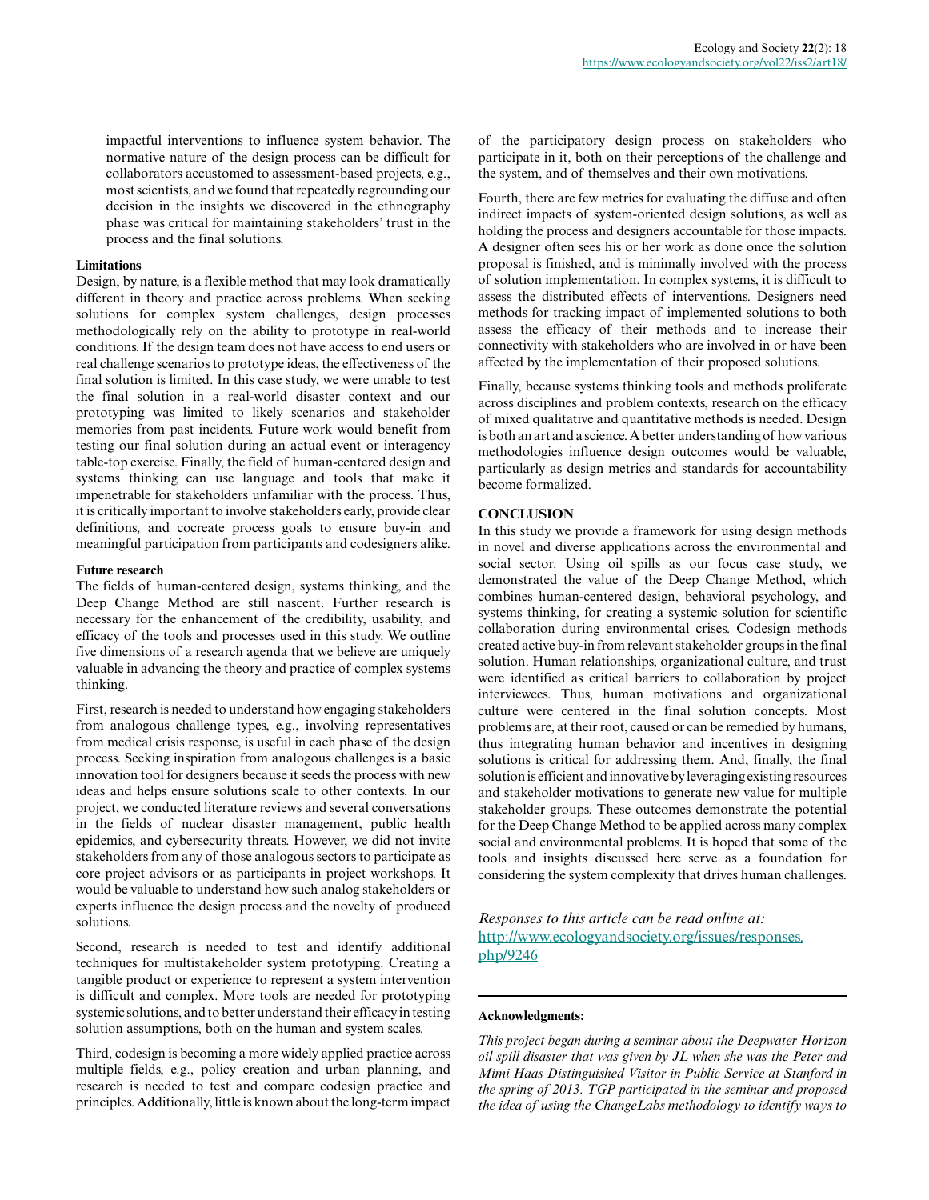impactful interventions to influence system behavior. The normative nature of the design process can be difficult for collaborators accustomed to assessment-based projects, e.g., most scientists, and we found that repeatedly regrounding our decision in the insights we discovered in the ethnography phase was critical for maintaining stakeholders' trust in the process and the final solutions.

### Limitations

Design, by nature, is a flexible method that may look dramatically different in theory and practice across problems. When seeking solutions for complex system challenges, design processes methodologically rely on the ability to prototype in real-world conditions. If the design team does not have access to end users or real challenge scenarios to prototype ideas, the effectiveness of the final solution is limited. In this case study, we were unable to test the final solution in a real-world disaster context and our prototyping was limited to likely scenarios and stakeholder memories from past incidents. Future work would benefit from testing our final solution during an actual event or interagency table-top exercise. Finally, the field of human-centered design and systems thinking can use language and tools that make it impenetrable for stakeholders unfamiliar with the process. Thus, it is critically important to involve stakeholders early, provide clear definitions, and cocreate process goals to ensure buy-in and meaningful participation from participants and codesigners alike.

### Future research

The fields of human-centered design, systems thinking, and the Deep Change Method are still nascent. Further research is necessary for the enhancement of the credibility, usability, and efficacy of the tools and processes used in this study. We outline five dimensions of a research agenda that we believe are uniquely valuable in advancing the theory and practice of complex systems thinking.

First, research is needed to understand how engaging stakeholders from analogous challenge types, e.g., involving representatives from medical crisis response, is useful in each phase of the design process. Seeking inspiration from analogous challenges is a basic innovation tool for designers because it seeds the process with new ideas and helps ensure solutions scale to other contexts. In our project, we conducted literature reviews and several conversations in the fields of nuclear disaster management, public health epidemics, and cybersecurity threats. However, we did not invite stakeholders from any of those analogous sectors to participate as core project advisors or as participants in project workshops. It would be valuable to understand how such analog stakeholders or experts influence the design process and the novelty of produced solutions.

Second, research is needed to test and identify additional techniques for multistakeholder system prototyping. Creating a tangible product or experience to represent a system intervention is difficult and complex. More tools are needed for prototyping systemic solutions, and to better understand their efficacy in testing solution assumptions, both on the human and system scales.

Third, codesign is becoming a more widely applied practice across multiple fields, e.g., policy creation and urban planning, and research is needed to test and compare codesign practice and principles. Additionally, little is known about the long-term impact of the participatory design process on stakeholders who participate in it, both on their perceptions of the challenge and the system, and of themselves and their own motivations.

Fourth, there are few metrics for evaluating the diffuse and often indirect impacts of system-oriented design solutions, as well as holding the process and designers accountable for those impacts. A designer often sees his or her work as done once the solution proposal is finished, and is minimally involved with the process of solution implementation. In complex systems, it is difficult to assess the distributed effects of interventions. Designers need methods for tracking impact of implemented solutions to both assess the efficacy of their methods and to increase their connectivity with stakeholders who are involved in or have been affected by the implementation of their proposed solutions.

Finally, because systems thinking tools and methods proliferate across disciplines and problem contexts, research on the efficacy of mixed qualitative and quantitative methods is needed. Design is both an art and a science. A better understanding of how various methodologies influence design outcomes would be valuable, particularly as design metrics and standards for accountability become formalized.

## CONCLUSION

In this study we provide a framework for using design methods in novel and diverse applications across the environmental and social sector. Using oil spills as our focus case study, we demonstrated the value of the Deep Change Method, which combines human-centered design, behavioral psychology, and systems thinking, for creating a systemic solution for scientific collaboration during environmental crises. Codesign methods created active buy-in from relevant stakeholder groups in the final solution. Human relationships, organizational culture, and trust were identified as critical barriers to collaboration by project interviewees. Thus, human motivations and organizational culture were centered in the final solution concepts. Most problems are, at their root, caused or can be remedied by humans, thus integrating human behavior and incentives in designing solutions is critical for addressing them. And, finally, the final solution is efficient and innovative by leveraging existing resources and stakeholder motivations to generate new value for multiple stakeholder groups. These outcomes demonstrate the potential for the Deep Change Method to be applied across many complex social and environmental problems. It is hoped that some of the tools and insights discussed here serve as a foundation for considering the system complexity that drives human challenges.

*Responses to this article can be read online at:*
http://www.ecologyandsociety.org/issues/responses.php/9246

---

**Acknowledgments:**

*This project began during a seminar about the Deepwater Horizon oil spill disaster that was given by JL when she was the Peter and Mimi Haas Distinguished Visitor in Public Service at Stanford in the spring of 2013. TGP participated in the seminar and proposed the idea of using the ChangeLabs methodology to identify ways to*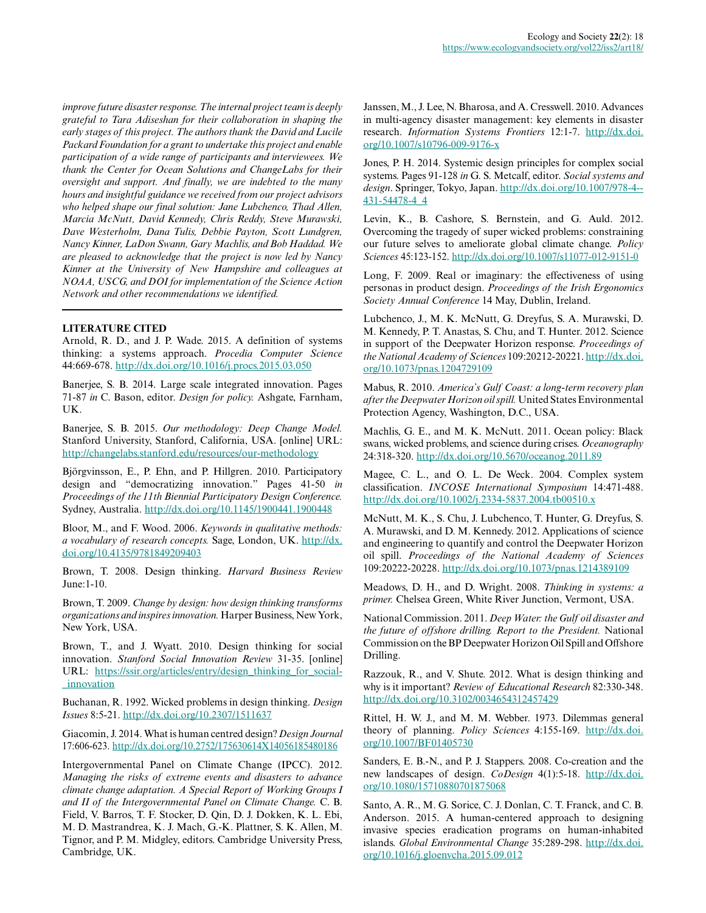*improve future disaster response. The internal project team is deeply grateful to Tara Adiseshan for their collaboration in shaping the early stages of this project. The authors thank the David and Lucile Packard Foundation for a grant to undertake this project and enable participation of a wide range of participants and interviewees. We thank the Center for Ocean Solutions and ChangeLabs for their oversight and support. And finally, we are indebted to the many hours and insightful guidance we received from our project advisors who helped shape our final solution: Jane Lubchenco, Thad Allen, Marcia McNutt, David Kennedy, Chris Reddy, Steve Murawski, Dave Westerholm, Dana Tulis, Debbie Payton, Scott Lundgren, Nancy Kinner, LaDon Swann, Gary Machlis, and Bob Haddad. We are pleased to acknowledge that the project is now led by Nancy Kinner at the University of New Hampshire and colleagues at NOAA, USCG, and DOI for implementation of the Science Action Network and other recommendations we identified.*

## LITERATURE CITED

Arnold, R. D., and J. P. Wade. 2015. A definition of systems thinking: a systems approach. *Procedia Computer Science* 44:669-678. http://dx.doi.org/10.1016/j.procs.2015.03.050

Banerjee, S. B. 2014. Large scale integrated innovation. Pages 71-87 *in* C. Bason, editor. *Design for policy.* Ashgate, Farnham, UK.

Banerjee, S. B. 2015. *Our methodology: Deep Change Model.* Stanford University, Stanford, California, USA. [online] URL: http://changelabs.stanford.edu/resources/our-methodology

Björgvinsson, E., P. Ehn, and P. Hillgren. 2010. Participatory design and "democratizing innovation." Pages 41-50 *in Proceedings of the 11th Biennial Participatory Design Conference.* Sydney, Australia. http://dx.doi.org/10.1145/1900441.1900448

Bloor, M., and F. Wood. 2006. *Keywords in qualitative methods: a vocabulary of research concepts.* Sage, London, UK. http://dx.doi.org/10.4135/9781849209403

Brown, T. 2008. Design thinking. *Harvard Business Review* June:1-10.

Brown, T. 2009. *Change by design: how design thinking transforms organizations and inspires innovation.* Harper Business, New York, New York, USA.

Brown, T., and J. Wyatt. 2010. Design thinking for social innovation. *Stanford Social Innovation Review* 31-35. [online] URL: https://ssir.org/articles/entry/design_thinking_for_social_innovation

Buchanan, R. 1992. Wicked problems in design thinking. *Design Issues* 8:5-21. http://dx.doi.org/10.2307/1511637

Giacomin, J. 2014. What is human centred design? *Design Journal* 17:606-623. http://dx.doi.org/10.2752/175630614X14056185480186

Intergovernmental Panel on Climate Change (IPCC). 2012. *Managing the risks of extreme events and disasters to advance climate change adaptation. A Special Report of Working Groups I and II of the Intergovernmental Panel on Climate Change.* C. B. Field, V. Barros, T. F. Stocker, D. Qin, D. J. Dokken, K. L. Ebi, M. D. Mastrandrea, K. J. Mach, G.-K. Plattner, S. K. Allen, M. Tignor, and P. M. Midgley, editors. Cambridge University Press, Cambridge, UK.

Janssen, M., J. Lee, N. Bharosa, and A. Cresswell. 2010. Advances in multi-agency disaster management: key elements in disaster research. *Information Systems Frontiers* 12:1-7. http://dx.doi.org/10.1007/s10796-009-9176-x

Jones, P. H. 2014. Systemic design principles for complex social systems. Pages 91-128 *in* G. S. Metcalf, editor. *Social systems and design*. Springer, Tokyo, Japan. http://dx.doi.org/10.1007/978-4-431-54478-4_4

Levin, K., B. Cashore, S. Bernstein, and G. Auld. 2012. Overcoming the tragedy of super wicked problems: constraining our future selves to ameliorate global climate change. *Policy Sciences* 45:123-152. http://dx.doi.org/10.1007/s11077-012-9151-0

Long, F. 2009. Real or imaginary: the effectiveness of using personas in product design. *Proceedings of the Irish Ergonomics Society Annual Conference* 14 May, Dublin, Ireland.

Lubchenco, J., M. K. McNutt, G. Dreyfus, S. A. Murawski, D. M. Kennedy, P. T. Anastas, S. Chu, and T. Hunter. 2012. Science in support of the Deepwater Horizon response. *Proceedings of the National Academy of Sciences* 109:20212-20221. http://dx.doi.org/10.1073/pnas.1204729109

Mabus, R. 2010. *America's Gulf Coast: a long-term recovery plan after the Deepwater Horizon oil spill.* United States Environmental Protection Agency, Washington, D.C., USA.

Machlis, G. E., and M. K. McNutt. 2011. Ocean policy: Black swans, wicked problems, and science during crises. *Oceanography* 24:318-320. http://dx.doi.org/10.5670/oceanog.2011.89

Magee, C. L., and O. L. De Weck. 2004. Complex system classification. *INCOSE International Symposium* 14:471-488. http://dx.doi.org/10.1002/j.2334-5837.2004.tb00510.x

McNutt, M. K., S. Chu, J. Lubchenco, T. Hunter, G. Dreyfus, S. A. Murawski, and D. M. Kennedy. 2012. Applications of science and engineering to quantify and control the Deepwater Horizon oil spill. *Proceedings of the National Academy of Sciences* 109:20222-20228. http://dx.doi.org/10.1073/pnas.1214389109

Meadows, D. H., and D. Wright. 2008. *Thinking in systems: a primer.* Chelsea Green, White River Junction, Vermont, USA.

National Commission. 2011. *Deep Water: the Gulf oil disaster and the future of offshore drilling. Report to the President.* National Commission on the BP Deepwater Horizon Oil Spill and Offshore Drilling.

Razzouk, R., and V. Shute. 2012. What is design thinking and why is it important? *Review of Educational Research* 82:330-348. http://dx.doi.org/10.3102/0034654312457429

Rittel, H. W. J., and M. M. Webber. 1973. Dilemmas general theory of planning. *Policy Sciences* 4:155-169. http://dx.doi.org/10.1007/BF01405730

Sanders, E. B.-N., and P. J. Stappers. 2008. Co-creation and the new landscapes of design. *CoDesign* 4(1):5-18. http://dx.doi.org/10.1080/15710880701875068

Santo, A. R., M. G. Sorice, C. J. Donlan, C. T. Franck, and C. B. Anderson. 2015. A human-centered approach to designing invasive species eradication programs on human-inhabited islands. *Global Environmental Change* 35:289-298. http://dx.doi.org/10.1016/j.gloenvcha.2015.09.012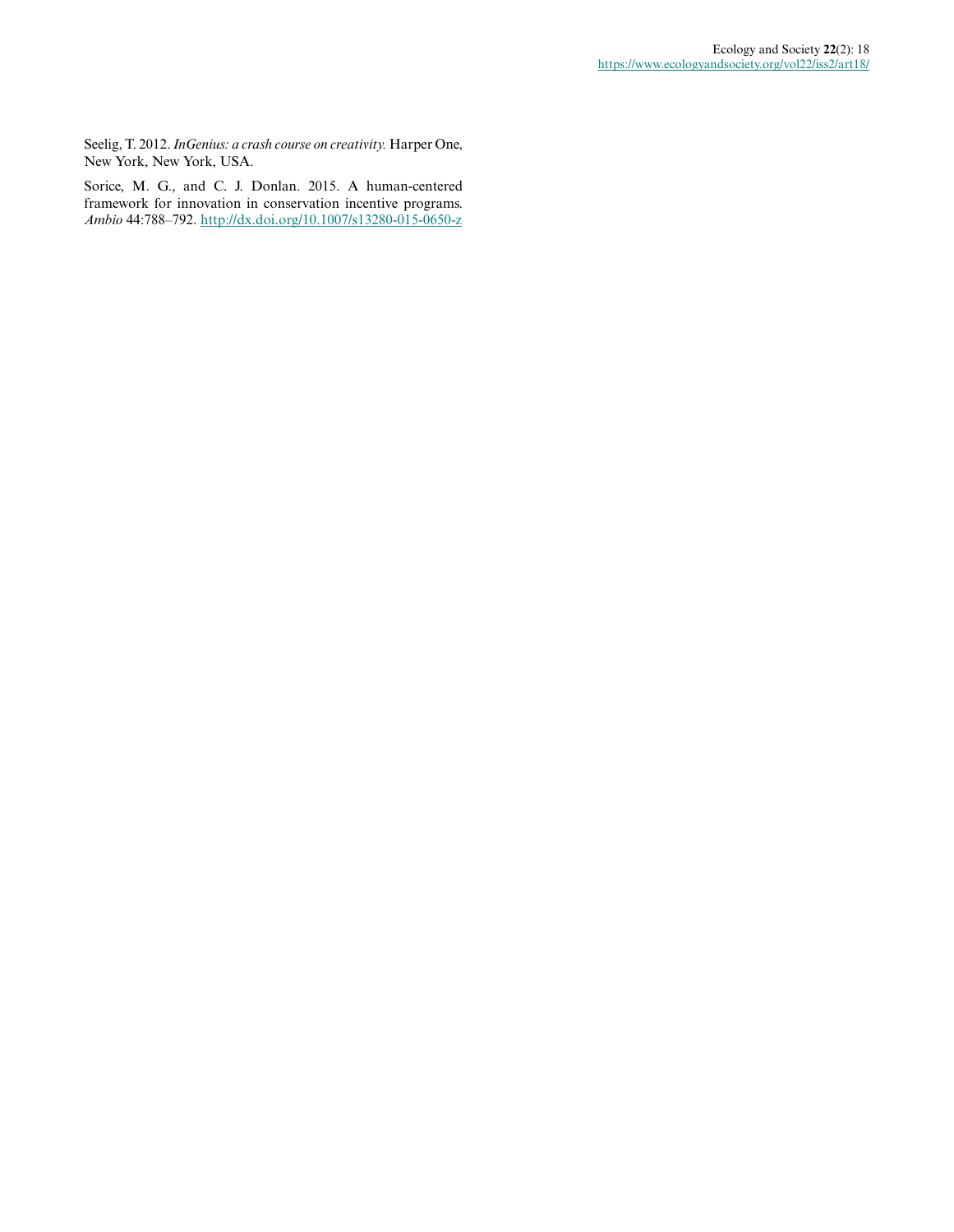Seelig, T. 2012. *InGenius: a crash course on creativity.* Harper One, New York, New York, USA.

Sorice, M. G., and C. J. Donlan. 2015. A human-centered framework for innovation in conservation incentive programs. *Ambio* 44:788–792. http://dx.doi.org/10.1007/s13280-015-0650-z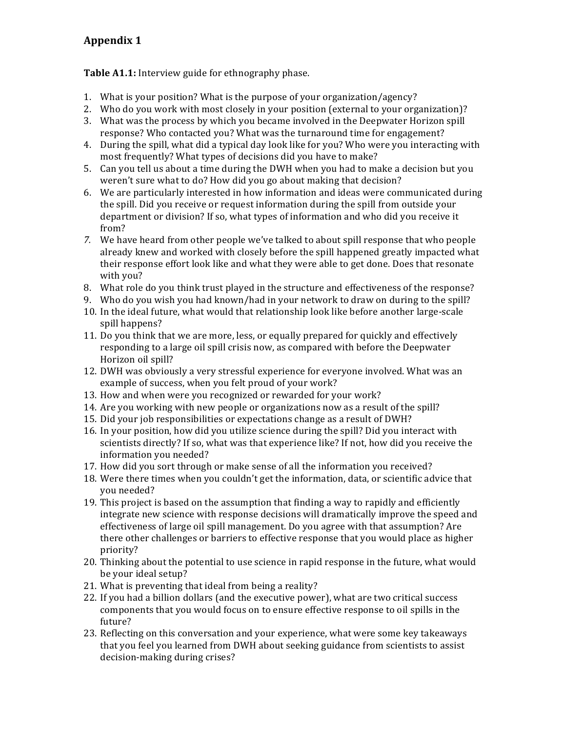# Appendix 1

**Table A1.1:** Interview guide for ethnography phase.

1. What is your position? What is the purpose of your organization/agency?
2. Who do you work with most closely in your position (external to your organization)?
3. What was the process by which you became involved in the Deepwater Horizon spill response? Who contacted you? What was the turnaround time for engagement?
4. During the spill, what did a typical day look like for you? Who were you interacting with most frequently? What types of decisions did you have to make?
5. Can you tell us about a time during the DWH when you had to make a decision but you weren't sure what to do? How did you go about making that decision?
6. We are particularly interested in how information and ideas were communicated during the spill. Did you receive or request information during the spill from outside your department or division? If so, what types of information and who did you receive it from?
7. We have heard from other people we've talked to about spill response that who people already knew and worked with closely before the spill happened greatly impacted what their response effort look like and what they were able to get done. Does that resonate with you?
8. What role do you think trust played in the structure and effectiveness of the response?
9. Who do you wish you had known/had in your network to draw on during to the spill?
10. In the ideal future, what would that relationship look like before another large-scale spill happens?
11. Do you think that we are more, less, or equally prepared for quickly and effectively responding to a large oil spill crisis now, as compared with before the Deepwater Horizon oil spill?
12. DWH was obviously a very stressful experience for everyone involved. What was an example of success, when you felt proud of your work?
13. How and when were you recognized or rewarded for your work?
14. Are you working with new people or organizations now as a result of the spill?
15. Did your job responsibilities or expectations change as a result of DWH?
16. In your position, how did you utilize science during the spill? Did you interact with scientists directly? If so, what was that experience like? If not, how did you receive the information you needed?
17. How did you sort through or make sense of all the information you received?
18. Were there times when you couldn't get the information, data, or scientific advice that you needed?
19. This project is based on the assumption that finding a way to rapidly and efficiently integrate new science with response decisions will dramatically improve the speed and effectiveness of large oil spill management. Do you agree with that assumption? Are there other challenges or barriers to effective response that you would place as higher priority?
20. Thinking about the potential to use science in rapid response in the future, what would be your ideal setup?
21. What is preventing that ideal from being a reality?
22. If you had a billion dollars (and the executive power), what are two critical success components that you would focus on to ensure effective response to oil spills in the future?
23. Reflecting on this conversation and your experience, what were some key takeaways that you feel you learned from DWH about seeking guidance from scientists to assist decision-making during crises?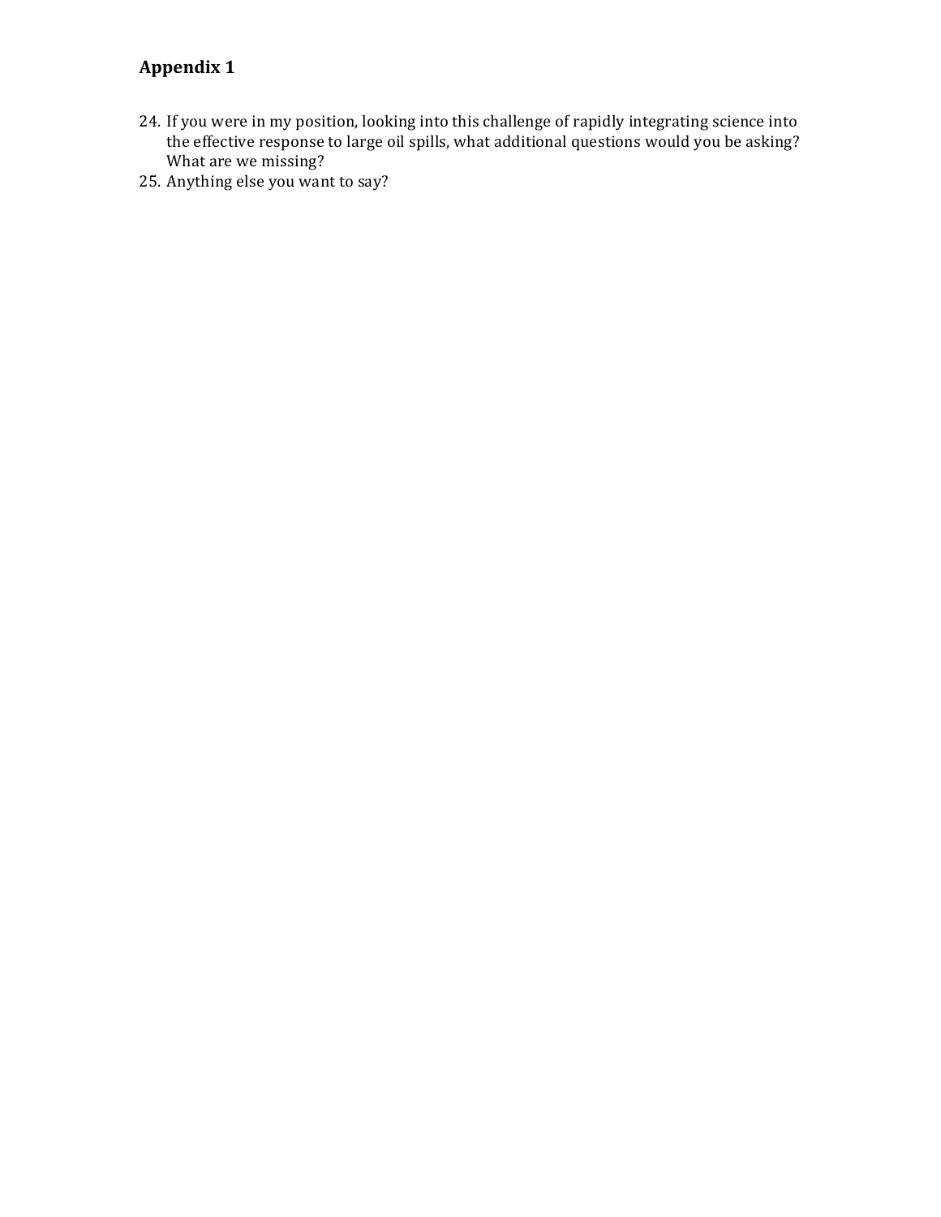## Appendix 1

24. If you were in my position, looking into this challenge of rapidly integrating science into the effective response to large oil spills, what additional questions would you be asking? What are we missing?
25. Anything else you want to say?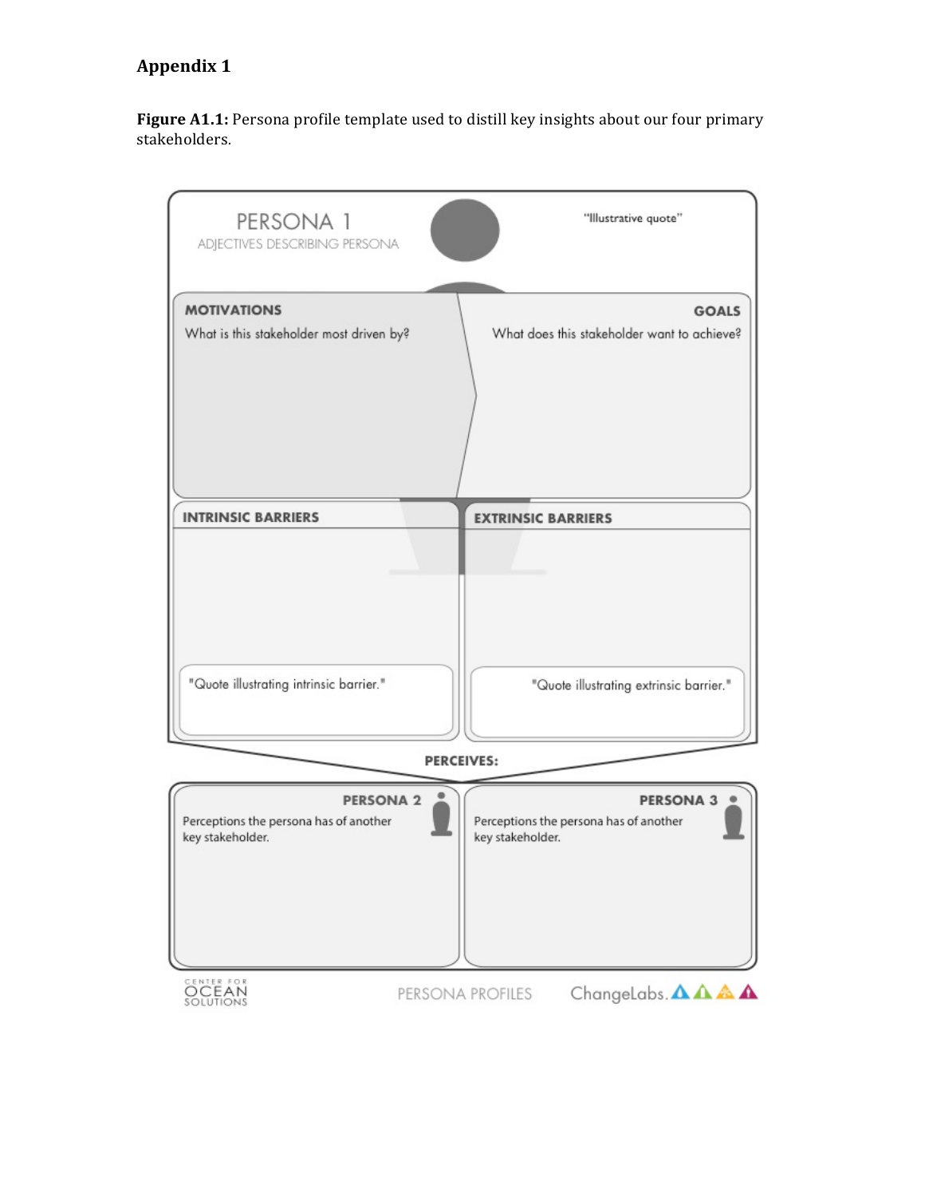# Appendix 1

**Figure A1.1:** Persona profile template used to distill key insights about our four primary stakeholders.

PERSONA 1

ADJECTIVES DESCRIBING PERSONA

"Illustrative quote"

**MOTIVATIONS**

What is this stakeholder most driven by?

**GOALS**

What does this stakeholder want to achieve?

**INTRINSIC BARRIERS**

"Quote illustrating intrinsic barrier."

**EXTRINSIC BARRIERS**

"Quote illustrating extrinsic barrier."

**PERCEIVES:**

**PERSONA 2**

Perceptions the persona has of another key stakeholder.

**PERSONA 3**

Perceptions the persona has of another key stakeholder.

CENTER FOR OCEAN SOLUTIONS

PERSONA PROFILES

ChangeLabs.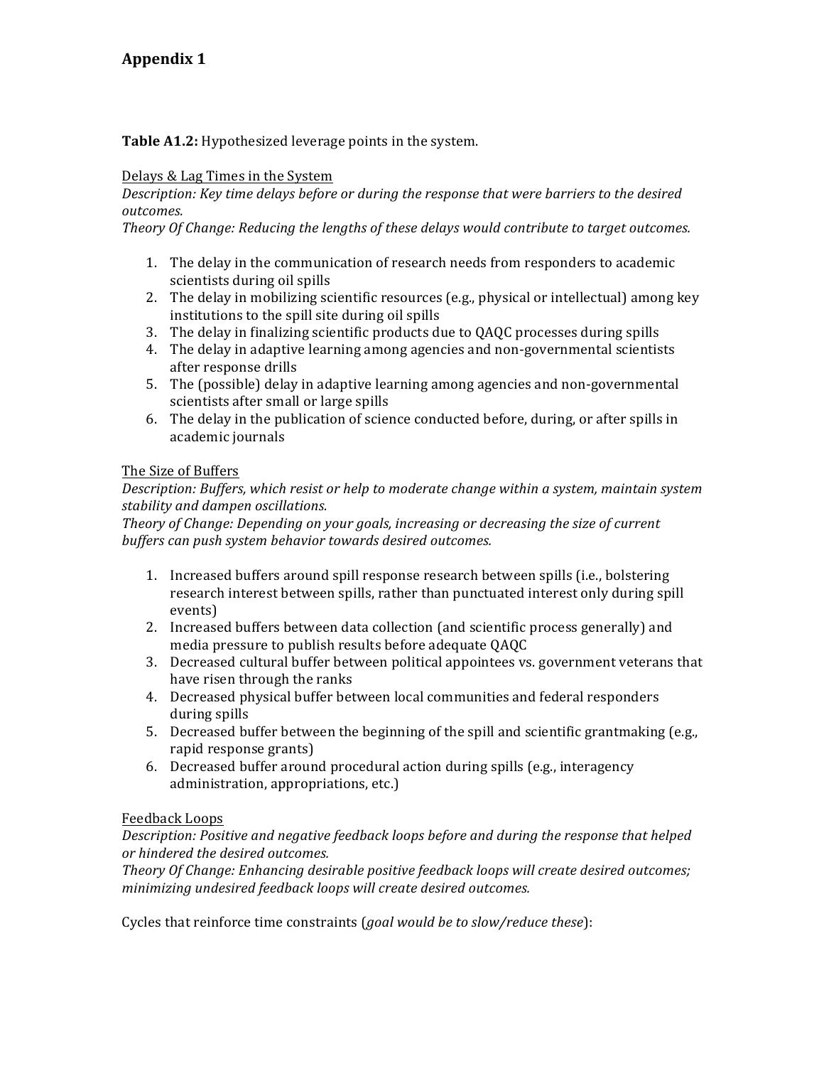# Appendix 1

**Table A1.2:** Hypothesized leverage points in the system.

<u>Delays & Lag Times in the System</u>

*Description: Key time delays before or during the response that were barriers to the desired outcomes.*

*Theory Of Change: Reducing the lengths of these delays would contribute to target outcomes.*

1. The delay in the communication of research needs from responders to academic scientists during oil spills
2. The delay in mobilizing scientific resources (e.g., physical or intellectual) among key institutions to the spill site during oil spills
3. The delay in finalizing scientific products due to QAQC processes during spills
4. The delay in adaptive learning among agencies and non-governmental scientists after response drills
5. The (possible) delay in adaptive learning among agencies and non-governmental scientists after small or large spills
6. The delay in the publication of science conducted before, during, or after spills in academic journals

<u>The Size of Buffers</u>

*Description: Buffers, which resist or help to moderate change within a system, maintain system stability and dampen oscillations.*

*Theory of Change: Depending on your goals, increasing or decreasing the size of current buffers can push system behavior towards desired outcomes.*

1. Increased buffers around spill response research between spills (i.e., bolstering research interest between spills, rather than punctuated interest only during spill events)
2. Increased buffers between data collection (and scientific process generally) and media pressure to publish results before adequate QAQC
3. Decreased cultural buffer between political appointees vs. government veterans that have risen through the ranks
4. Decreased physical buffer between local communities and federal responders during spills
5. Decreased buffer between the beginning of the spill and scientific grantmaking (e.g., rapid response grants)
6. Decreased buffer around procedural action during spills (e.g., interagency administration, appropriations, etc.)

<u>Feedback Loops</u>

*Description: Positive and negative feedback loops before and during the response that helped or hindered the desired outcomes.*

*Theory Of Change: Enhancing desirable positive feedback loops will create desired outcomes; minimizing undesired feedback loops will create desired outcomes.*

Cycles that reinforce time constraints (*goal would be to slow/reduce these*):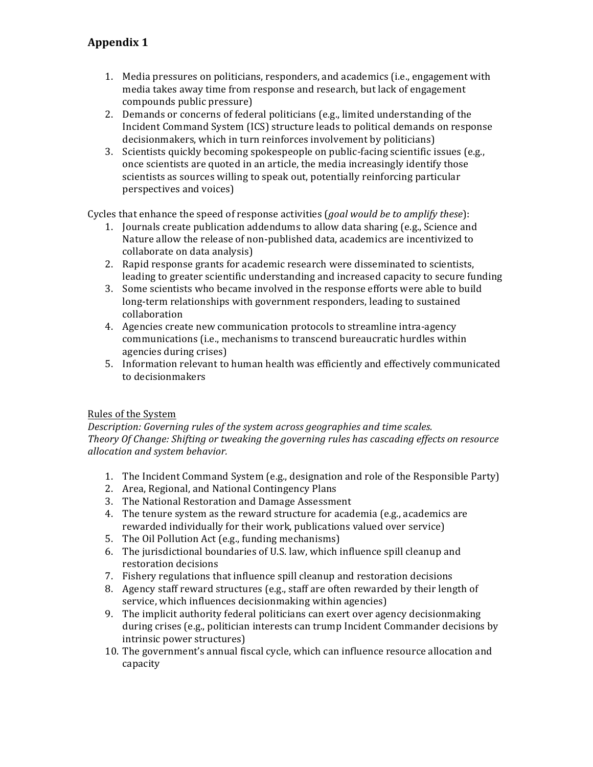## Appendix 1

1. Media pressures on politicians, responders, and academics (i.e., engagement with media takes away time from response and research, but lack of engagement compounds public pressure)
2. Demands or concerns of federal politicians (e.g., limited understanding of the Incident Command System (ICS) structure leads to political demands on response decisionmakers, which in turn reinforces involvement by politicians)
3. Scientists quickly becoming spokespeople on public-facing scientific issues (e.g., once scientists are quoted in an article, the media increasingly identify those scientists as sources willing to speak out, potentially reinforcing particular perspectives and voices)

Cycles that enhance the speed of response activities (*goal would be to amplify these*):

1. Journals create publication addendums to allow data sharing (e.g., Science and Nature allow the release of non-published data, academics are incentivized to collaborate on data analysis)
2. Rapid response grants for academic research were disseminated to scientists, leading to greater scientific understanding and increased capacity to secure funding
3. Some scientists who became involved in the response efforts were able to build long-term relationships with government responders, leading to sustained collaboration
4. Agencies create new communication protocols to streamline intra-agency communications (i.e., mechanisms to transcend bureaucratic hurdles within agencies during crises)
5. Information relevant to human health was efficiently and effectively communicated to decisionmakers

<u>Rules of the System</u>

*Description: Governing rules of the system across geographies and time scales.*
*Theory Of Change: Shifting or tweaking the governing rules has cascading effects on resource allocation and system behavior.*

1. The Incident Command System (e.g., designation and role of the Responsible Party)
2. Area, Regional, and National Contingency Plans
3. The National Restoration and Damage Assessment
4. The tenure system as the reward structure for academia (e.g., academics are rewarded individually for their work, publications valued over service)
5. The Oil Pollution Act (e.g., funding mechanisms)
6. The jurisdictional boundaries of U.S. law, which influence spill cleanup and restoration decisions
7. Fishery regulations that influence spill cleanup and restoration decisions
8. Agency staff reward structures (e.g., staff are often rewarded by their length of service, which influences decisionmaking within agencies)
9. The implicit authority federal politicians can exert over agency decisionmaking during crises (e.g., politician interests can trump Incident Commander decisions by intrinsic power structures)
10. The government's annual fiscal cycle, which can influence resource allocation and capacity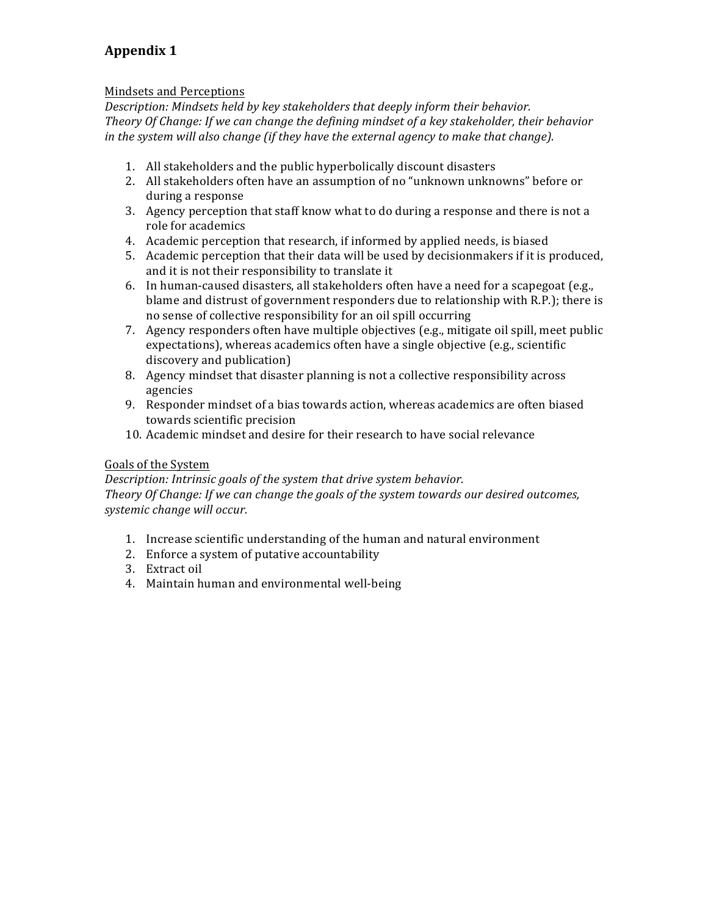## Appendix 1

<u>Mindsets and Perceptions</u>

*Description: Mindsets held by key stakeholders that deeply inform their behavior.*
*Theory Of Change: If we can change the defining mindset of a key stakeholder, their behavior in the system will also change (if they have the external agency to make that change).*

1. All stakeholders and the public hyperbolically discount disasters
2. All stakeholders often have an assumption of no "unknown unknowns" before or during a response
3. Agency perception that staff know what to do during a response and there is not a role for academics
4. Academic perception that research, if informed by applied needs, is biased
5. Academic perception that their data will be used by decisionmakers if it is produced, and it is not their responsibility to translate it
6. In human-caused disasters, all stakeholders often have a need for a scapegoat (e.g., blame and distrust of government responders due to relationship with R.P.); there is no sense of collective responsibility for an oil spill occurring
7. Agency responders often have multiple objectives (e.g., mitigate oil spill, meet public expectations), whereas academics often have a single objective (e.g., scientific discovery and publication)
8. Agency mindset that disaster planning is not a collective responsibility across agencies
9. Responder mindset of a bias towards action, whereas academics are often biased towards scientific precision
10. Academic mindset and desire for their research to have social relevance

<u>Goals of the System</u>

*Description: Intrinsic goals of the system that drive system behavior.*
*Theory Of Change: If we can change the goals of the system towards our desired outcomes, systemic change will occur.*

1. Increase scientific understanding of the human and natural environment
2. Enforce a system of putative accountability
3. Extract oil
4. Maintain human and environmental well-being